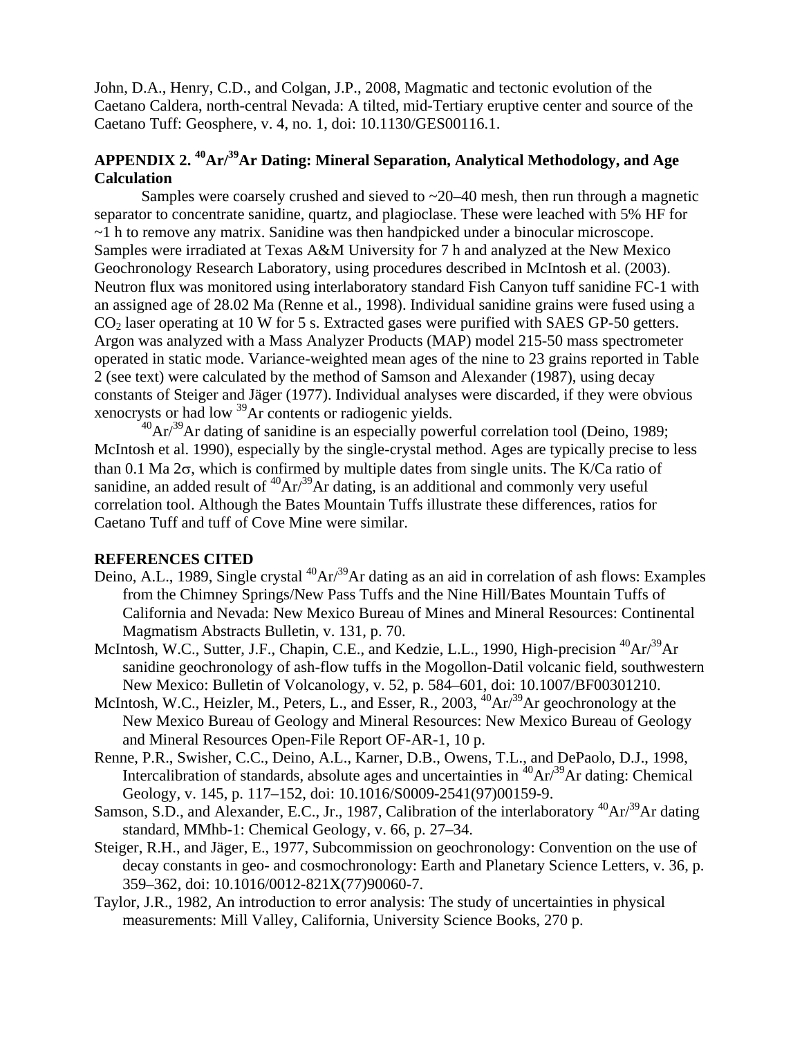John, D.A., Henry, C.D., and Colgan, J.P., 2008, Magmatic and tectonic evolution of the Caetano Caldera, north-central Nevada: A tilted, mid-Tertiary eruptive center and source of the Caetano Tuff: Geosphere, v. 4, no. 1, doi: 10.1130/GES00116.1.

## APPENDIX 2. $^{40}Ar/^{39}Ar$ Dating: Mineral Separation, Analytical Methodology, and Age Calculation

Samples were coarsely crushed and sieved to ~20–40 mesh, then run through a magnetic separator to concentrate sanidine, quartz, and plagioclase. These were leached with 5% HF for ~1 h to remove any matrix. Sanidine was then handpicked under a binocular microscope. Samples were irradiated at Texas A&M University for 7 h and analyzed at the New Mexico Geochronology Research Laboratory, using procedures described in McIntosh et al. (2003). Neutron flux was monitored using interlaboratory standard Fish Canyon tuff sanidine FC-1 with an assigned age of 28.02 Ma (Renne et al., 1998). Individual sanidine grains were fused using a $CO_2$ laser operating at 10 W for 5 s. Extracted gases were purified with SAES GP-50 getters. Argon was analyzed with a Mass Analyzer Products (MAP) model 215-50 mass spectrometer operated in static mode. Variance-weighted mean ages of the nine to 23 grains reported in Table 2 (see text) were calculated by the method of Samson and Alexander (1987), using decay constants of Steiger and Jäger (1977). Individual analyses were discarded, if they were obvious xenocrysts or had low $^{39}Ar$ contents or radiogenic yields.

$^{40}Ar/^{39}Ar$ dating of sanidine is an especially powerful correlation tool (Deino, 1989; McIntosh et al. 1990), especially by the single-crystal method. Ages are typically precise to less than 0.1 Ma $2\sigma$, which is confirmed by multiple dates from single units. The K/Ca ratio of sanidine, an added result of $^{40}Ar/^{39}Ar$ dating, is an additional and commonly very useful correlation tool. Although the Bates Mountain Tuffs illustrate these differences, ratios for Caetano Tuff and tuff of Cove Mine were similar.

## REFERENCES CITED

Deino, A.L., 1989, Single crystal $^{40}Ar/^{39}Ar$ dating as an aid in correlation of ash flows: Examples from the Chimney Springs/New Pass Tuffs and the Nine Hill/Bates Mountain Tuffs of California and Nevada: New Mexico Bureau of Mines and Mineral Resources: Continental Magmatism Abstracts Bulletin, v. 131, p. 70.

McIntosh, W.C., Sutter, J.F., Chapin, C.E., and Kedzie, L.L., 1990, High-precision $^{40}Ar/^{39}Ar$ sanidine geochronology of ash-flow tuffs in the Mogollon-Datil volcanic field, southwestern New Mexico: Bulletin of Volcanology, v. 52, p. 584–601, doi: 10.1007/BF00301210.

McIntosh, W.C., Heizler, M., Peters, L., and Esser, R., 2003, $^{40}Ar/^{39}Ar$ geochronology at the New Mexico Bureau of Geology and Mineral Resources: New Mexico Bureau of Geology and Mineral Resources Open-File Report OF-AR-1, 10 p.

Renne, P.R., Swisher, C.C., Deino, A.L., Karner, D.B., Owens, T.L., and DePaolo, D.J., 1998, Intercalibration of standards, absolute ages and uncertainties in $^{40}Ar/^{39}Ar$ dating: Chemical Geology, v. 145, p. 117–152, doi: 10.1016/S0009-2541(97)00159-9.

Samson, S.D., and Alexander, E.C., Jr., 1987, Calibration of the interlaboratory $^{40}Ar/^{39}Ar$ dating standard, MMhb-1: Chemical Geology, v. 66, p. 27–34.

Steiger, R.H., and Jäger, E., 1977, Subcommission on geochronology: Convention on the use of decay constants in geo- and cosmochronology: Earth and Planetary Science Letters, v. 36, p. 359–362, doi: 10.1016/0012-821X(77)90060-7.

Taylor, J.R., 1982, An introduction to error analysis: The study of uncertainties in physical measurements: Mill Valley, California, University Science Books, 270 p.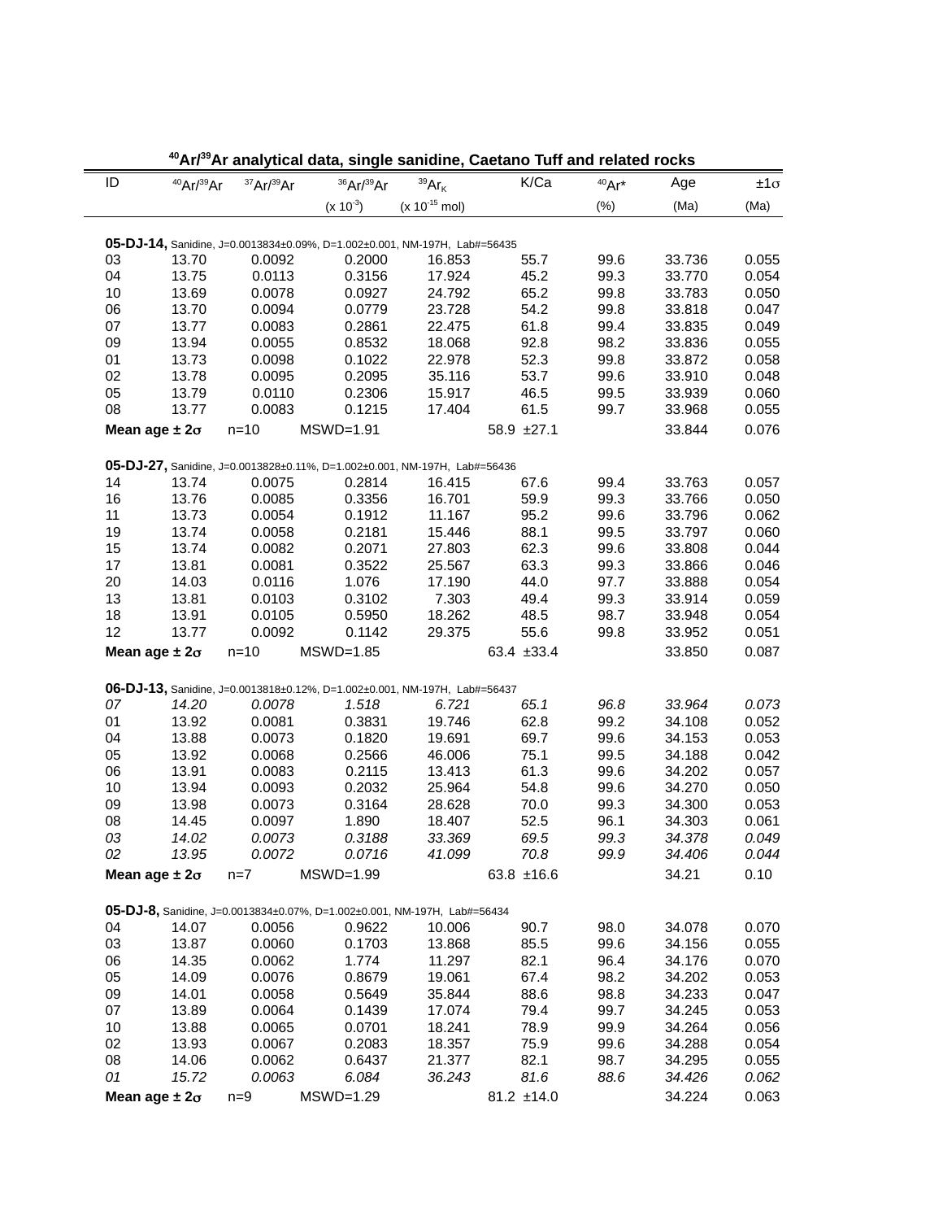### $^{40}Ar/^{39}Ar$ analytical data, single sanidine, Caetano Tuff and related rocks

| ID | $^{40}Ar/^{39}Ar$ | $^{37}Ar/^{39}Ar$ | $^{36}Ar/^{39}Ar$ ($\times 10^{-3}$) | $^{39}Ar_K$ ($\times 10^{-15}$ mol) | K/Ca | $^{40}Ar$* (%) | Age (Ma) | $\pm 1\sigma$ (Ma) |
|---|---|---|---|---|---|---|---|---|
| **05-DJ-14,** Sanidine, J=0.0013834±0.09%, D=1.002±0.001, NM-197H, Lab#=56435 | | | | | | | | |
| 03 | 13.70 | 0.0092 | 0.2000 | 16.853 | 55.7 | 99.6 | 33.736 | 0.055 |
| 04 | 13.75 | 0.0113 | 0.3156 | 17.924 | 45.2 | 99.3 | 33.770 | 0.054 |
| 10 | 13.69 | 0.0078 | 0.0927 | 24.792 | 65.2 | 99.8 | 33.783 | 0.050 |
| 06 | 13.70 | 0.0094 | 0.0779 | 23.728 | 54.2 | 99.8 | 33.818 | 0.047 |
| 07 | 13.77 | 0.0083 | 0.2861 | 22.475 | 61.8 | 99.4 | 33.835 | 0.049 |
| 09 | 13.94 | 0.0055 | 0.8532 | 18.068 | 92.8 | 98.2 | 33.836 | 0.055 |
| 01 | 13.73 | 0.0098 | 0.1022 | 22.978 | 52.3 | 99.8 | 33.872 | 0.058 |
| 02 | 13.78 | 0.0095 | 0.2095 | 35.116 | 53.7 | 99.6 | 33.910 | 0.048 |
| 05 | 13.79 | 0.0110 | 0.2306 | 15.917 | 46.5 | 99.5 | 33.939 | 0.060 |
| 08 | 13.77 | 0.0083 | 0.1215 | 17.404 | 61.5 | 99.7 | 33.968 | 0.055 |
| **Mean age ± 2σ** | n=10 | MSWD=1.91 | | | 58.9 ±27.1 | | 33.844 | 0.076 |
| **05-DJ-27,** Sanidine, J=0.0013828±0.11%, D=1.002±0.001, NM-197H, Lab#=56436 | | | | | | | | |
| 14 | 13.74 | 0.0075 | 0.2814 | 16.415 | 67.6 | 99.4 | 33.763 | 0.057 |
| 16 | 13.76 | 0.0085 | 0.3356 | 16.701 | 59.9 | 99.3 | 33.766 | 0.050 |
| 11 | 13.73 | 0.0054 | 0.1912 | 11.167 | 95.2 | 99.6 | 33.796 | 0.062 |
| 19 | 13.74 | 0.0058 | 0.2181 | 15.446 | 88.1 | 99.5 | 33.797 | 0.060 |
| 15 | 13.74 | 0.0082 | 0.2071 | 27.803 | 62.3 | 99.6 | 33.808 | 0.044 |
| 17 | 13.81 | 0.0081 | 0.3522 | 25.567 | 63.3 | 99.3 | 33.866 | 0.046 |
| 20 | 14.03 | 0.0116 | 1.076 | 17.190 | 44.0 | 97.7 | 33.888 | 0.054 |
| 13 | 13.81 | 0.0103 | 0.3102 | 7.303 | 49.4 | 99.3 | 33.914 | 0.059 |
| 18 | 13.91 | 0.0105 | 0.5950 | 18.262 | 48.5 | 98.7 | 33.948 | 0.054 |
| 12 | 13.77 | 0.0092 | 0.1142 | 29.375 | 55.6 | 99.8 | 33.952 | 0.051 |
| **Mean age ± 2σ** | n=10 | MSWD=1.85 | | | 63.4 ±33.4 | | 33.850 | 0.087 |
| **06-DJ-13,** Sanidine, J=0.0013818±0.12%, D=1.002±0.001, NM-197H, Lab#=56437 | | | | | | | | |
| *07* | *14.20* | *0.0078* | *1.518* | *6.721* | *65.1* | *96.8* | *33.964* | *0.073* |
| 01 | 13.92 | 0.0081 | 0.3831 | 19.746 | 62.8 | 99.2 | 34.108 | 0.052 |
| 04 | 13.88 | 0.0073 | 0.1820 | 19.691 | 69.7 | 99.6 | 34.153 | 0.053 |
| 05 | 13.92 | 0.0068 | 0.2566 | 46.006 | 75.1 | 99.5 | 34.188 | 0.042 |
| 06 | 13.91 | 0.0083 | 0.2115 | 13.413 | 61.3 | 99.6 | 34.202 | 0.057 |
| 10 | 13.94 | 0.0093 | 0.2032 | 25.964 | 54.8 | 99.6 | 34.270 | 0.050 |
| 09 | 13.98 | 0.0073 | 0.3164 | 28.628 | 70.0 | 99.3 | 34.300 | 0.053 |
| 08 | 14.45 | 0.0097 | 1.890 | 18.407 | 52.5 | 96.1 | 34.303 | 0.061 |
| *03* | *14.02* | *0.0073* | *0.3188* | *33.369* | *69.5* | *99.3* | *34.378* | *0.049* |
| *02* | *13.95* | *0.0072* | *0.0716* | *41.099* | *70.8* | *99.9* | *34.406* | *0.044* |
| **Mean age ± 2σ** | n=7 | MSWD=1.99 | | | 63.8 ±16.6 | | 34.21 | 0.10 |
| **05-DJ-8,** Sanidine, J=0.0013834±0.07%, D=1.002±0.001, NM-197H, Lab#=56434 | | | | | | | | |
| 04 | 14.07 | 0.0056 | 0.9622 | 10.006 | 90.7 | 98.0 | 34.078 | 0.070 |
| 03 | 13.87 | 0.0060 | 0.1703 | 13.868 | 85.5 | 99.6 | 34.156 | 0.055 |
| 06 | 14.35 | 0.0062 | 1.774 | 11.297 | 82.1 | 96.4 | 34.176 | 0.070 |
| 05 | 14.09 | 0.0076 | 0.8679 | 19.061 | 67.4 | 98.2 | 34.202 | 0.053 |
| 09 | 14.01 | 0.0058 | 0.5649 | 35.844 | 88.6 | 98.8 | 34.233 | 0.047 |
| 07 | 13.89 | 0.0064 | 0.1439 | 17.074 | 79.4 | 99.7 | 34.245 | 0.053 |
| 10 | 13.88 | 0.0065 | 0.0701 | 18.241 | 78.9 | 99.9 | 34.264 | 0.056 |
| 02 | 13.93 | 0.0067 | 0.2083 | 18.357 | 75.9 | 99.6 | 34.288 | 0.054 |
| 08 | 14.06 | 0.0062 | 0.6437 | 21.377 | 82.1 | 98.7 | 34.295 | 0.055 |
| *01* | *15.72* | *0.0063* | *6.084* | *36.243* | *81.6* | *88.6* | *34.426* | *0.062* |
| **Mean age ± 2σ** | n=9 | MSWD=1.29 | | | 81.2 ±14.0 | | 34.224 | 0.063 |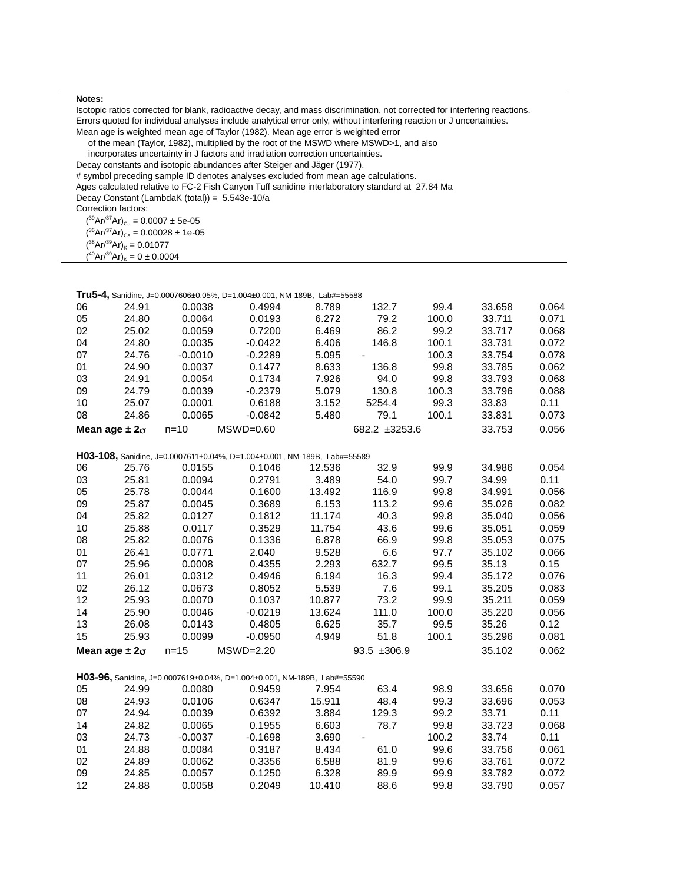**Notes:**

Isotopic ratios corrected for blank, radioactive decay, and mass discrimination, not corrected for interfering reactions.
Errors quoted for individual analyses include analytical error only, without interfering reaction or J uncertainties.
Mean age is weighted mean age of Taylor (1982). Mean age error is weighted error
of the mean (Taylor, 1982), multiplied by the root of the MSWD where MSWD>1, and also
incorporates uncertainty in J factors and irradiation correction uncertainties.
Decay constants and isotopic abundances after Steiger and Jäger (1977).
# symbol preceding sample ID denotes analyses excluded from mean age calculations.
Ages calculated relative to FC-2 Fish Canyon Tuff sanidine interlaboratory standard at 27.84 Ma
Decay Constant (LambdaK (total)) = 5.543e-10/a
Correction factors:
$(^{39}Ar/^{37}Ar)_{Ca}$ = 0.0007 ± 5e-05
$(^{36}Ar/^{37}Ar)_{Ca}$ = 0.00028 ± 1e-05
$(^{38}Ar/^{39}Ar)_{K}$ = 0.01077
$(^{40}Ar/^{39}Ar)_{K}$ = 0 ± 0.0004

**Tru5-4,** Sanidine, J=0.0007606±0.05%, D=1.004±0.001, NM-189B, Lab#=55588

| | | | | | | | | |
|---|---|---|---|---|---|---|---|---|
| 06 | 24.91 | 0.0038 | 0.4994 | 8.789 | 132.7 | 99.4 | 33.658 | 0.064 |
| 05 | 24.80 | 0.0064 | 0.0193 | 6.272 | 79.2 | 100.0 | 33.711 | 0.071 |
| 02 | 25.02 | 0.0059 | 0.7200 | 6.469 | 86.2 | 99.2 | 33.717 | 0.068 |
| 04 | 24.80 | 0.0035 | -0.0422 | 6.406 | 146.8 | 100.1 | 33.731 | 0.072 |
| 07 | 24.76 | -0.0010 | -0.2289 | 5.095 | - | 100.3 | 33.754 | 0.078 |
| 01 | 24.90 | 0.0037 | 0.1477 | 8.633 | 136.8 | 99.8 | 33.785 | 0.062 |
| 03 | 24.91 | 0.0054 | 0.1734 | 7.926 | 94.0 | 99.8 | 33.793 | 0.068 |
| 09 | 24.79 | 0.0039 | -0.2379 | 5.079 | 130.8 | 100.3 | 33.796 | 0.088 |
| 10 | 25.07 | 0.0001 | 0.6188 | 3.152 | 5254.4 | 99.3 | 33.83 | 0.11 |
| 08 | 24.86 | 0.0065 | -0.0842 | 5.480 | 79.1 | 100.1 | 33.831 | 0.073 |
| **Mean age ± 2σ** | n=10 | MSWD=0.60 | | | 682.2 ±3253.6 | | 33.753 | 0.056 |

**H03-108,** Sanidine, J=0.0007611±0.04%, D=1.004±0.001, NM-189B, Lab#=55589

| | | | | | | | | |
|---|---|---|---|---|---|---|---|---|
| 06 | 25.76 | 0.0155 | 0.1046 | 12.536 | 32.9 | 99.9 | 34.986 | 0.054 |
| 03 | 25.81 | 0.0094 | 0.2791 | 3.489 | 54.0 | 99.7 | 34.99 | 0.11 |
| 05 | 25.78 | 0.0044 | 0.1600 | 13.492 | 116.9 | 99.8 | 34.991 | 0.056 |
| 09 | 25.87 | 0.0045 | 0.3689 | 6.153 | 113.2 | 99.6 | 35.026 | 0.082 |
| 04 | 25.82 | 0.0127 | 0.1812 | 11.174 | 40.3 | 99.8 | 35.040 | 0.056 |
| 10 | 25.88 | 0.0117 | 0.3529 | 11.754 | 43.6 | 99.6 | 35.051 | 0.059 |
| 08 | 25.82 | 0.0076 | 0.1336 | 6.878 | 66.9 | 99.8 | 35.053 | 0.075 |
| 01 | 26.41 | 0.0771 | 2.040 | 9.528 | 6.6 | 97.7 | 35.102 | 0.066 |
| 07 | 25.96 | 0.0008 | 0.4355 | 2.293 | 632.7 | 99.5 | 35.13 | 0.15 |
| 11 | 26.01 | 0.0312 | 0.4946 | 6.194 | 16.3 | 99.4 | 35.172 | 0.076 |
| 02 | 26.12 | 0.0673 | 0.8052 | 5.539 | 7.6 | 99.1 | 35.205 | 0.083 |
| 12 | 25.93 | 0.0070 | 0.1037 | 10.877 | 73.2 | 99.9 | 35.211 | 0.059 |
| 14 | 25.90 | 0.0046 | -0.0219 | 13.624 | 111.0 | 100.0 | 35.220 | 0.056 |
| 13 | 26.08 | 0.0143 | 0.4805 | 6.625 | 35.7 | 99.5 | 35.26 | 0.12 |
| 15 | 25.93 | 0.0099 | -0.0950 | 4.949 | 51.8 | 100.1 | 35.296 | 0.081 |
| **Mean age ± 2σ** | n=15 | MSWD=2.20 | | | 93.5 ±306.9 | | 35.102 | 0.062 |

**H03-96,** Sanidine, J=0.0007619±0.04%, D=1.004±0.001, NM-189B, Lab#=55590

| | | | | | | | | |
|---|---|---|---|---|---|---|---|---|
| 05 | 24.99 | 0.0080 | 0.9459 | 7.954 | 63.4 | 98.9 | 33.656 | 0.070 |
| 08 | 24.93 | 0.0106 | 0.6347 | 15.911 | 48.4 | 99.3 | 33.696 | 0.053 |
| 07 | 24.94 | 0.0039 | 0.6392 | 3.884 | 129.3 | 99.2 | 33.71 | 0.11 |
| 14 | 24.82 | 0.0065 | 0.1955 | 6.603 | 78.7 | 99.8 | 33.723 | 0.068 |
| 03 | 24.73 | -0.0037 | -0.1698 | 3.690 | - | 100.2 | 33.74 | 0.11 |
| 01 | 24.88 | 0.0084 | 0.3187 | 8.434 | 61.0 | 99.6 | 33.756 | 0.061 |
| 02 | 24.89 | 0.0062 | 0.3356 | 6.588 | 81.9 | 99.6 | 33.761 | 0.072 |
| 09 | 24.85 | 0.0057 | 0.1250 | 6.328 | 89.9 | 99.9 | 33.782 | 0.072 |
| 12 | 24.88 | 0.0058 | 0.2049 | 10.410 | 88.6 | 99.8 | 33.790 | 0.057 |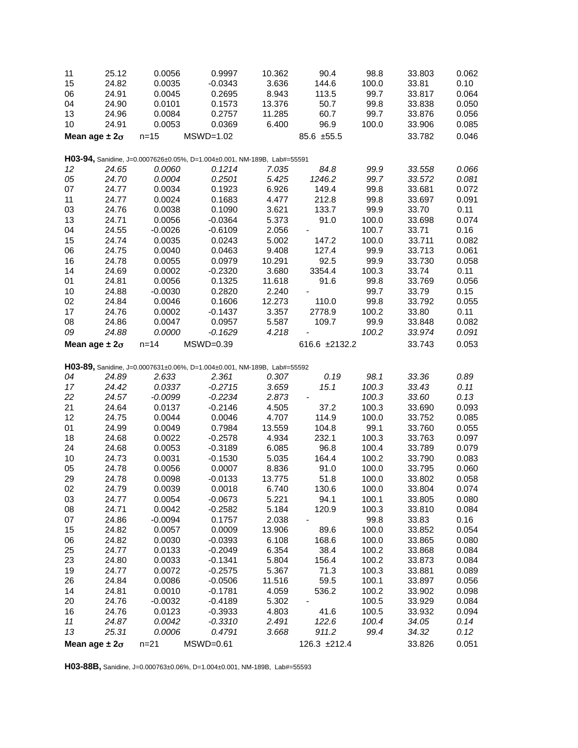| | | | | | | | | |
|---|---|---|---|---|---|---|---|---|
| 11 | 25.12 | 0.0056 | 0.9997 | 10.362 | 90.4 | 98.8 | 33.803 | 0.062 |
| 15 | 24.82 | 0.0035 | -0.0343 | 3.636 | 144.6 | 100.0 | 33.81 | 0.10 |
| 06 | 24.91 | 0.0045 | 0.2695 | 8.943 | 113.5 | 99.7 | 33.817 | 0.064 |
| 04 | 24.90 | 0.0101 | 0.1573 | 13.376 | 50.7 | 99.8 | 33.838 | 0.050 |
| 13 | 24.96 | 0.0084 | 0.2757 | 11.285 | 60.7 | 99.7 | 33.876 | 0.056 |
| 10 | 24.91 | 0.0053 | 0.0369 | 6.400 | 96.9 | 100.0 | 33.906 | 0.085 |
| **Mean age ± 2σ** | | n=15 | MSWD=1.02 | | 85.6 ±55.5 | | 33.782 | 0.046 |

**H03-94,** Sanidine, J=0.0007626±0.05%, D=1.004±0.001, NM-189B, Lab#=55591

| | | | | | | | | |
|---|---|---|---|---|---|---|---|---|
| *12* | *24.65* | *0.0060* | *0.1214* | *7.035* | *84.8* | *99.9* | *33.558* | *0.066* |
| *05* | *24.70* | *0.0004* | *0.2501* | *5.425* | *1246.2* | *99.7* | *33.572* | *0.081* |
| 07 | 24.77 | 0.0034 | 0.1923 | 6.926 | 149.4 | 99.8 | 33.681 | 0.072 |
| 11 | 24.77 | 0.0024 | 0.1683 | 4.477 | 212.8 | 99.8 | 33.697 | 0.091 |
| 03 | 24.76 | 0.0038 | 0.1090 | 3.621 | 133.7 | 99.9 | 33.70 | 0.11 |
| 13 | 24.71 | 0.0056 | -0.0364 | 5.373 | 91.0 | 100.0 | 33.698 | 0.074 |
| 04 | 24.55 | -0.0026 | -0.6109 | 2.056 | - | 100.7 | 33.71 | 0.16 |
| 15 | 24.74 | 0.0035 | 0.0243 | 5.002 | 147.2 | 100.0 | 33.711 | 0.082 |
| 06 | 24.75 | 0.0040 | 0.0463 | 9.408 | 127.4 | 99.9 | 33.713 | 0.061 |
| 16 | 24.78 | 0.0055 | 0.0979 | 10.291 | 92.5 | 99.9 | 33.730 | 0.058 |
| 14 | 24.69 | 0.0002 | -0.2320 | 3.680 | 3354.4 | 100.3 | 33.74 | 0.11 |
| 01 | 24.81 | 0.0056 | 0.1325 | 11.618 | 91.6 | 99.8 | 33.769 | 0.056 |
| 10 | 24.88 | -0.0030 | 0.2820 | 2.240 | - | 99.7 | 33.79 | 0.15 |
| 02 | 24.84 | 0.0046 | 0.1606 | 12.273 | 110.0 | 99.8 | 33.792 | 0.055 |
| 17 | 24.76 | 0.0002 | -0.1437 | 3.357 | 2778.9 | 100.2 | 33.80 | 0.11 |
| 08 | 24.86 | 0.0047 | 0.0957 | 5.587 | 109.7 | 99.9 | 33.848 | 0.082 |
| *09* | *24.88* | *0.0000* | *-0.1629* | *4.218* | *-* | *100.2* | *33.974* | *0.091* |
| **Mean age ± 2σ** | | n=14 | MSWD=0.39 | | 616.6 ±2132.2 | | 33.743 | 0.053 |

**H03-89,** Sanidine, J=0.0007631±0.06%, D=1.004±0.001, NM-189B, Lab#=55592

| | | | | | | | | |
|---|---|---|---|---|---|---|---|---|
| *04* | *24.89* | *2.633* | *2.361* | *0.307* | *0.19* | *98.1* | *33.36* | *0.89* |
| *17* | *24.42* | *0.0337* | *-0.2715* | *3.659* | *15.1* | *100.3* | *33.43* | *0.11* |
| *22* | *24.57* | *-0.0099* | *-0.2234* | *2.873* | *-* | *100.3* | *33.60* | *0.13* |
| 21 | 24.64 | 0.0137 | -0.2146 | 4.505 | 37.2 | 100.3 | 33.690 | 0.093 |
| 12 | 24.75 | 0.0044 | 0.0046 | 4.707 | 114.9 | 100.0 | 33.752 | 0.085 |
| 01 | 24.99 | 0.0049 | 0.7984 | 13.559 | 104.8 | 99.1 | 33.760 | 0.055 |
| 18 | 24.68 | 0.0022 | -0.2578 | 4.934 | 232.1 | 100.3 | 33.763 | 0.097 |
| 24 | 24.68 | 0.0053 | -0.3189 | 6.085 | 96.8 | 100.4 | 33.789 | 0.079 |
| 10 | 24.73 | 0.0031 | -0.1530 | 5.035 | 164.4 | 100.2 | 33.790 | 0.083 |
| 05 | 24.78 | 0.0056 | 0.0007 | 8.836 | 91.0 | 100.0 | 33.795 | 0.060 |
| 29 | 24.78 | 0.0098 | -0.0133 | 13.775 | 51.8 | 100.0 | 33.802 | 0.058 |
| 02 | 24.79 | 0.0039 | 0.0018 | 6.740 | 130.6 | 100.0 | 33.804 | 0.074 |
| 03 | 24.77 | 0.0054 | -0.0673 | 5.221 | 94.1 | 100.1 | 33.805 | 0.080 |
| 08 | 24.71 | 0.0042 | -0.2582 | 5.184 | 120.9 | 100.3 | 33.810 | 0.084 |
| 07 | 24.86 | -0.0094 | 0.1757 | 2.038 | - | 99.8 | 33.83 | 0.16 |
| 15 | 24.82 | 0.0057 | 0.0009 | 13.906 | 89.6 | 100.0 | 33.852 | 0.054 |
| 06 | 24.82 | 0.0030 | -0.0393 | 6.108 | 168.6 | 100.0 | 33.865 | 0.080 |
| 25 | 24.77 | 0.0133 | -0.2049 | 6.354 | 38.4 | 100.2 | 33.868 | 0.084 |
| 23 | 24.80 | 0.0033 | -0.1341 | 5.804 | 156.4 | 100.2 | 33.873 | 0.084 |
| 19 | 24.77 | 0.0072 | -0.2575 | 5.367 | 71.3 | 100.3 | 33.881 | 0.089 |
| 26 | 24.84 | 0.0086 | -0.0506 | 11.516 | 59.5 | 100.1 | 33.897 | 0.056 |
| 14 | 24.81 | 0.0010 | -0.1781 | 4.059 | 536.2 | 100.2 | 33.902 | 0.098 |
| 20 | 24.76 | -0.0032 | -0.4189 | 5.302 | - | 100.5 | 33.929 | 0.084 |
| 16 | 24.76 | 0.0123 | -0.3933 | 4.803 | 41.6 | 100.5 | 33.932 | 0.094 |
| *11* | *24.87* | *0.0042* | *-0.3310* | *2.491* | *122.6* | *100.4* | *34.05* | *0.14* |
| *13* | *25.31* | *0.0006* | *0.4791* | *3.668* | *911.2* | *99.4* | *34.32* | *0.12* |
| **Mean age ± 2σ** | | n=21 | MSWD=0.61 | | 126.3 ±212.4 | | 33.826 | 0.051 |

**H03-88B,** Sanidine, J=0.000763±0.06%, D=1.004±0.001, NM-189B, Lab#=55593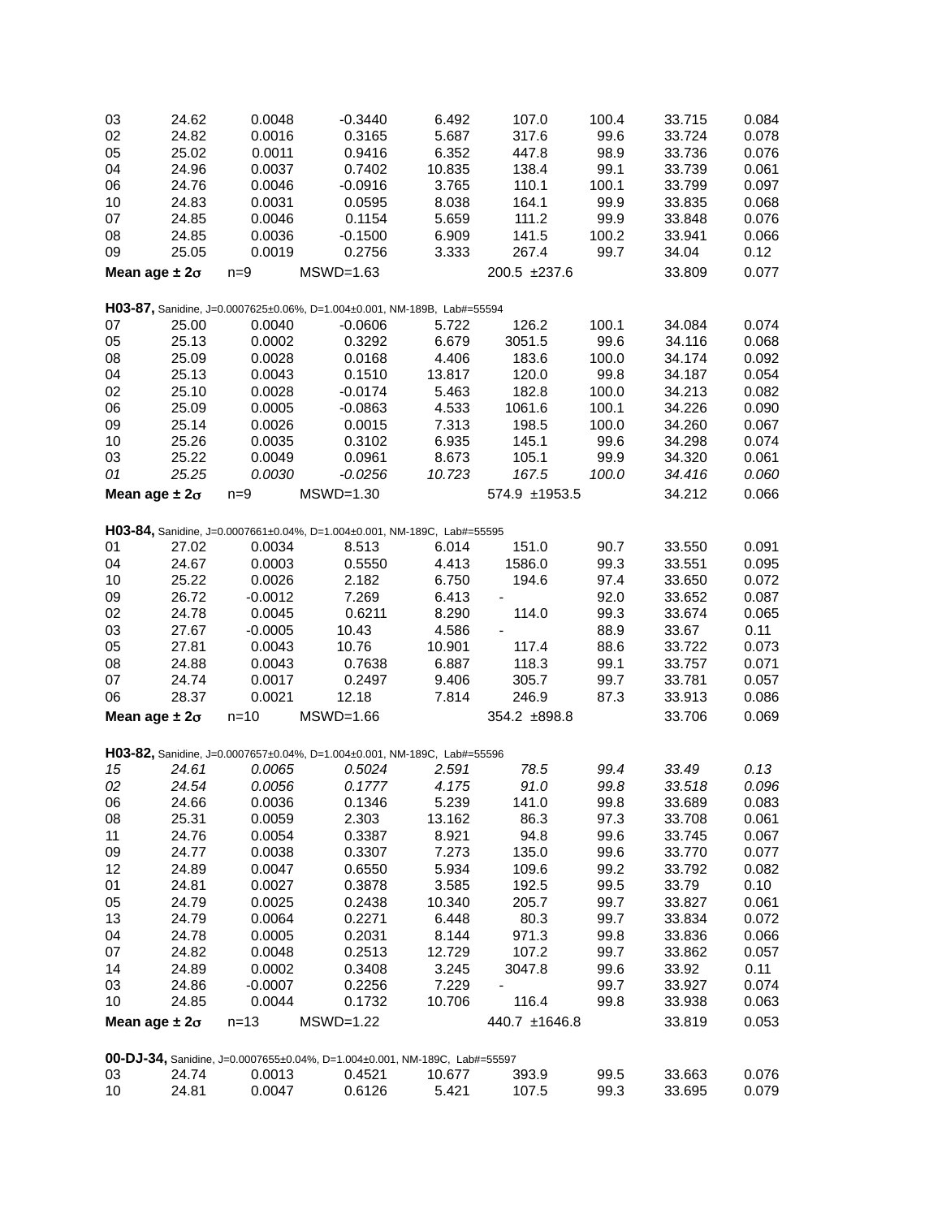| ID | 40Ar/39Ar | 37Ar/39Ar | 36Ar/39Ar (x 10^-3) | 39ArK (x 10^-15 mol) | K/Ca | 40Ar* (%) | Age (Ma) | ±1σ (Ma) |
|---|---|---|---|---|---|---|---|---|
| 03 | 24.62 | 0.0048 | -0.3440 | 6.492 | 107.0 | 100.4 | 33.715 | 0.084 |
| 02 | 24.82 | 0.0016 | 0.3165 | 5.687 | 317.6 | 99.6 | 33.724 | 0.078 |
| 05 | 25.02 | 0.0011 | 0.9416 | 6.352 | 447.8 | 98.9 | 33.736 | 0.076 |
| 04 | 24.96 | 0.0037 | 0.7402 | 10.835 | 138.4 | 99.1 | 33.739 | 0.061 |
| 06 | 24.76 | 0.0046 | -0.0916 | 3.765 | 110.1 | 100.1 | 33.799 | 0.097 |
| 10 | 24.83 | 0.0031 | 0.0595 | 8.038 | 164.1 | 99.9 | 33.835 | 0.068 |
| 07 | 24.85 | 0.0046 | 0.1154 | 5.659 | 111.2 | 99.9 | 33.848 | 0.076 |
| 08 | 24.85 | 0.0036 | -0.1500 | 6.909 | 141.5 | 100.2 | 33.941 | 0.066 |
| 09 | 25.05 | 0.0019 | 0.2756 | 3.333 | 267.4 | 99.7 | 34.04 | 0.12 |
| **Mean age ± 2σ** | n=9 | MSWD=1.63 | | | 200.5 ±237.6 | | 33.809 | 0.077 |

**H03-87,** Sanidine, J=0.0007625±0.06%, D=1.004±0.001, NM-189B, Lab#=55594

| ID | 40Ar/39Ar | 37Ar/39Ar | 36Ar/39Ar (x 10^-3) | 39ArK (x 10^-15 mol) | K/Ca | 40Ar* (%) | Age (Ma) | ±1σ (Ma) |
|---|---|---|---|---|---|---|---|---|
| 07 | 25.00 | 0.0040 | -0.0606 | 5.722 | 126.2 | 100.1 | 34.084 | 0.074 |
| 05 | 25.13 | 0.0002 | 0.3292 | 6.679 | 3051.5 | 99.6 | 34.116 | 0.068 |
| 08 | 25.09 | 0.0028 | 0.0168 | 4.406 | 183.6 | 100.0 | 34.174 | 0.092 |
| 04 | 25.13 | 0.0043 | 0.1510 | 13.817 | 120.0 | 99.8 | 34.187 | 0.054 |
| 02 | 25.10 | 0.0028 | -0.0174 | 5.463 | 182.8 | 100.0 | 34.213 | 0.082 |
| 06 | 25.09 | 0.0005 | -0.0863 | 4.533 | 1061.6 | 100.1 | 34.226 | 0.090 |
| 09 | 25.14 | 0.0026 | 0.0015 | 7.313 | 198.5 | 100.0 | 34.260 | 0.067 |
| 10 | 25.26 | 0.0035 | 0.3102 | 6.935 | 145.1 | 99.6 | 34.298 | 0.074 |
| 03 | 25.22 | 0.0049 | 0.0961 | 8.673 | 105.1 | 99.9 | 34.320 | 0.061 |
| *01* | *25.25* | *0.0030* | *-0.0256* | *10.723* | *167.5* | *100.0* | *34.416* | *0.060* |
| **Mean age ± 2σ** | n=9 | MSWD=1.30 | | | 574.9 ±1953.5 | | 34.212 | 0.066 |

**H03-84,** Sanidine, J=0.0007661±0.04%, D=1.004±0.001, NM-189C, Lab#=55595

| ID | 40Ar/39Ar | 37Ar/39Ar | 36Ar/39Ar (x 10^-3) | 39ArK (x 10^-15 mol) | K/Ca | 40Ar* (%) | Age (Ma) | ±1σ (Ma) |
|---|---|---|---|---|---|---|---|---|
| 01 | 27.02 | 0.0034 | 8.513 | 6.014 | 151.0 | 90.7 | 33.550 | 0.091 |
| 04 | 24.67 | 0.0003 | 0.5550 | 4.413 | 1586.0 | 99.3 | 33.551 | 0.095 |
| 10 | 25.22 | 0.0026 | 2.182 | 6.750 | 194.6 | 97.4 | 33.650 | 0.072 |
| 09 | 26.72 | -0.0012 | 7.269 | 6.413 | - | 92.0 | 33.652 | 0.087 |
| 02 | 24.78 | 0.0045 | 0.6211 | 8.290 | 114.0 | 99.3 | 33.674 | 0.065 |
| 03 | 27.67 | -0.0005 | 10.43 | 4.586 | - | 88.9 | 33.67 | 0.11 |
| 05 | 27.81 | 0.0043 | 10.76 | 10.901 | 117.4 | 88.6 | 33.722 | 0.073 |
| 08 | 24.88 | 0.0043 | 0.7638 | 6.887 | 118.3 | 99.1 | 33.757 | 0.071 |
| 07 | 24.74 | 0.0017 | 0.2497 | 9.406 | 305.7 | 99.7 | 33.781 | 0.057 |
| 06 | 28.37 | 0.0021 | 12.18 | 7.814 | 246.9 | 87.3 | 33.913 | 0.086 |
| **Mean age ± 2σ** | n=10 | MSWD=1.66 | | | 354.2 ±898.8 | | 33.706 | 0.069 |

**H03-82,** Sanidine, J=0.0007657±0.04%, D=1.004±0.001, NM-189C, Lab#=55596

| ID | 40Ar/39Ar | 37Ar/39Ar | 36Ar/39Ar (x 10^-3) | 39ArK (x 10^-15 mol) | K/Ca | 40Ar* (%) | Age (Ma) | ±1σ (Ma) |
|---|---|---|---|---|---|---|---|---|
| *15* | *24.61* | *0.0065* | *0.5024* | *2.591* | *78.5* | *99.4* | *33.49* | *0.13* |
| *02* | *24.54* | *0.0056* | *0.1777* | *4.175* | *91.0* | *99.8* | *33.518* | *0.096* |
| 06 | 24.66 | 0.0036 | 0.1346 | 5.239 | 141.0 | 99.8 | 33.689 | 0.083 |
| 08 | 25.31 | 0.0059 | 2.303 | 13.162 | 86.3 | 97.3 | 33.708 | 0.061 |
| 11 | 24.76 | 0.0054 | 0.3387 | 8.921 | 94.8 | 99.6 | 33.745 | 0.067 |
| 09 | 24.77 | 0.0038 | 0.3307 | 7.273 | 135.0 | 99.6 | 33.770 | 0.077 |
| 12 | 24.89 | 0.0047 | 0.6550 | 5.934 | 109.6 | 99.2 | 33.792 | 0.082 |
| 01 | 24.81 | 0.0027 | 0.3878 | 3.585 | 192.5 | 99.5 | 33.79 | 0.10 |
| 05 | 24.79 | 0.0025 | 0.2438 | 10.340 | 205.7 | 99.7 | 33.827 | 0.061 |
| 13 | 24.79 | 0.0064 | 0.2271 | 6.448 | 80.3 | 99.7 | 33.834 | 0.072 |
| 04 | 24.78 | 0.0005 | 0.2031 | 8.144 | 971.3 | 99.8 | 33.836 | 0.066 |
| 07 | 24.82 | 0.0048 | 0.2513 | 12.729 | 107.2 | 99.7 | 33.862 | 0.057 |
| 14 | 24.89 | 0.0002 | 0.3408 | 3.245 | 3047.8 | 99.6 | 33.92 | 0.11 |
| 03 | 24.86 | -0.0007 | 0.2256 | 7.229 | - | 99.7 | 33.927 | 0.074 |
| 10 | 24.85 | 0.0044 | 0.1732 | 10.706 | 116.4 | 99.8 | 33.938 | 0.063 |
| **Mean age ± 2σ** | n=13 | MSWD=1.22 | | | 440.7 ±1646.8 | | 33.819 | 0.053 |

**00-DJ-34,** Sanidine, J=0.0007655±0.04%, D=1.004±0.001, NM-189C, Lab#=55597

| ID | 40Ar/39Ar | 37Ar/39Ar | 36Ar/39Ar (x 10^-3) | 39ArK (x 10^-15 mol) | K/Ca | 40Ar* (%) | Age (Ma) | ±1σ (Ma) |
|---|---|---|---|---|---|---|---|---|
| 03 | 24.74 | 0.0013 | 0.4521 | 10.677 | 393.9 | 99.5 | 33.663 | 0.076 |
| 10 | 24.81 | 0.0047 | 0.6126 | 5.421 | 107.5 | 99.3 | 33.695 | 0.079 |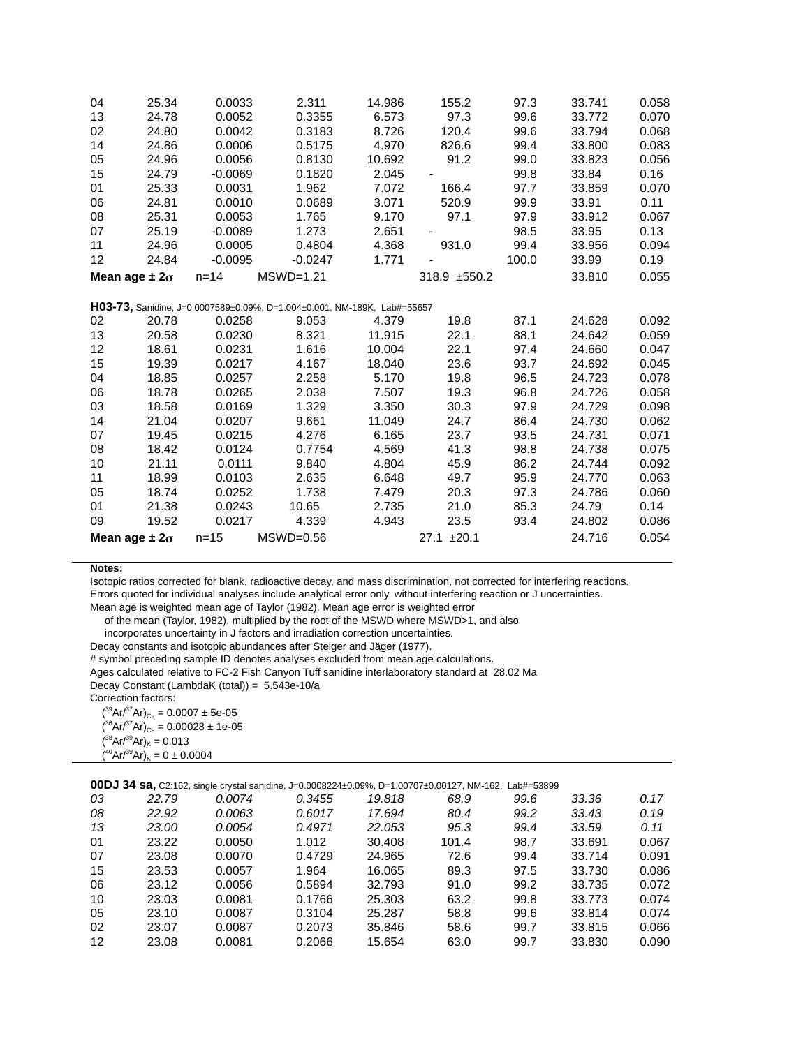| | | | | | | | | |
|---|---|---|---|---|---|---|---|---|
| 04 | 25.34 | 0.0033 | 2.311 | 14.986 | 155.2 | 97.3 | 33.741 | 0.058 |
| 13 | 24.78 | 0.0052 | 0.3355 | 6.573 | 97.3 | 99.6 | 33.772 | 0.070 |
| 02 | 24.80 | 0.0042 | 0.3183 | 8.726 | 120.4 | 99.6 | 33.794 | 0.068 |
| 14 | 24.86 | 0.0006 | 0.5175 | 4.970 | 826.6 | 99.4 | 33.800 | 0.083 |
| 05 | 24.96 | 0.0056 | 0.8130 | 10.692 | 91.2 | 99.0 | 33.823 | 0.056 |
| 15 | 24.79 | -0.0069 | 0.1820 | 2.045 | - | 99.8 | 33.84 | 0.16 |
| 01 | 25.33 | 0.0031 | 1.962 | 7.072 | 166.4 | 97.7 | 33.859 | 0.070 |
| 06 | 24.81 | 0.0010 | 0.0689 | 3.071 | 520.9 | 99.9 | 33.91 | 0.11 |
| 08 | 25.31 | 0.0053 | 1.765 | 9.170 | 97.1 | 97.9 | 33.912 | 0.067 |
| 07 | 25.19 | -0.0089 | 1.273 | 2.651 | - | 98.5 | 33.95 | 0.13 |
| 11 | 24.96 | 0.0005 | 0.4804 | 4.368 | 931.0 | 99.4 | 33.956 | 0.094 |
| 12 | 24.84 | -0.0095 | -0.0247 | 1.771 | - | 100.0 | 33.99 | 0.19 |
| **Mean age ± 2σ** | | n=14 | MSWD=1.21 | | 318.9 ±550.2 | | 33.810 | 0.055 |

**H03-73,** Sanidine, J=0.0007589±0.09%, D=1.004±0.001, NM-189K, Lab#=55657

| | | | | | | | | |
|---|---|---|---|---|---|---|---|---|
| 02 | 20.78 | 0.0258 | 9.053 | 4.379 | 19.8 | 87.1 | 24.628 | 0.092 |
| 13 | 20.58 | 0.0230 | 8.321 | 11.915 | 22.1 | 88.1 | 24.642 | 0.059 |
| 12 | 18.61 | 0.0231 | 1.616 | 10.004 | 22.1 | 97.4 | 24.660 | 0.047 |
| 15 | 19.39 | 0.0217 | 4.167 | 18.040 | 23.6 | 93.7 | 24.692 | 0.045 |
| 04 | 18.85 | 0.0257 | 2.258 | 5.170 | 19.8 | 96.5 | 24.723 | 0.078 |
| 06 | 18.78 | 0.0265 | 2.038 | 7.507 | 19.3 | 96.8 | 24.726 | 0.058 |
| 03 | 18.58 | 0.0169 | 1.329 | 3.350 | 30.3 | 97.9 | 24.729 | 0.098 |
| 14 | 21.04 | 0.0207 | 9.661 | 11.049 | 24.7 | 86.4 | 24.730 | 0.062 |
| 07 | 19.45 | 0.0215 | 4.276 | 6.165 | 23.7 | 93.5 | 24.731 | 0.071 |
| 08 | 18.42 | 0.0124 | 0.7754 | 4.569 | 41.3 | 98.8 | 24.738 | 0.075 |
| 10 | 21.11 | 0.0111 | 9.840 | 4.804 | 45.9 | 86.2 | 24.744 | 0.092 |
| 11 | 18.99 | 0.0103 | 2.635 | 6.648 | 49.7 | 95.9 | 24.770 | 0.063 |
| 05 | 18.74 | 0.0252 | 1.738 | 7.479 | 20.3 | 97.3 | 24.786 | 0.060 |
| 01 | 21.38 | 0.0243 | 10.65 | 2.735 | 21.0 | 85.3 | 24.79 | 0.14 |
| 09 | 19.52 | 0.0217 | 4.339 | 4.943 | 23.5 | 93.4 | 24.802 | 0.086 |
| **Mean age ± 2σ** | | n=15 | MSWD=0.56 | | 27.1 ±20.1 | | 24.716 | 0.054 |

**Notes:**

Isotopic ratios corrected for blank, radioactive decay, and mass discrimination, not corrected for interfering reactions.
Errors quoted for individual analyses include analytical error only, without interfering reaction or J uncertainties.
Mean age is weighted mean age of Taylor (1982). Mean age error is weighted error
of the mean (Taylor, 1982), multiplied by the root of the MSWD where MSWD>1, and also
incorporates uncertainty in J factors and irradiation correction uncertainties.
Decay constants and isotopic abundances after Steiger and Jäger (1977).
# symbol preceding sample ID denotes analyses excluded from mean age calculations.
Ages calculated relative to FC-2 Fish Canyon Tuff sanidine interlaboratory standard at 28.02 Ma
Decay Constant (LambdaK (total)) = 5.543e-10/a
Correction factors:
$(^{39}Ar/^{37}Ar)_{Ca}$ = 0.0007 ± 5e-05
$(^{36}Ar/^{37}Ar)_{Ca}$ = 0.00028 ± 1e-05
$(^{38}Ar/^{39}Ar)_{K}$ = 0.013
$(^{40}Ar/^{39}Ar)_{K}$ = 0 ± 0.0004

**00DJ 34 sa,** C2:162, single crystal sanidine, J=0.0008224±0.09%, D=1.00707±0.00127, NM-162, Lab#=53899

| | | | | | | | | |
|---|---|---|---|---|---|---|---|---|
| *03* | *22.79* | *0.0074* | *0.3455* | *19.818* | *68.9* | *99.6* | *33.36* | *0.17* |
| *08* | *22.92* | *0.0063* | *0.6017* | *17.694* | *80.4* | *99.2* | *33.43* | *0.19* |
| *13* | *23.00* | *0.0054* | *0.4971* | *22.053* | *95.3* | *99.4* | *33.59* | *0.11* |
| 01 | 23.22 | 0.0050 | 1.012 | 30.408 | 101.4 | 98.7 | 33.691 | 0.067 |
| 07 | 23.08 | 0.0070 | 0.4729 | 24.965 | 72.6 | 99.4 | 33.714 | 0.091 |
| 15 | 23.53 | 0.0057 | 1.964 | 16.065 | 89.3 | 97.5 | 33.730 | 0.086 |
| 06 | 23.12 | 0.0056 | 0.5894 | 32.793 | 91.0 | 99.2 | 33.735 | 0.072 |
| 10 | 23.03 | 0.0081 | 0.1766 | 25.303 | 63.2 | 99.8 | 33.773 | 0.074 |
| 05 | 23.10 | 0.0087 | 0.3104 | 25.287 | 58.8 | 99.6 | 33.814 | 0.074 |
| 02 | 23.07 | 0.0087 | 0.2073 | 35.846 | 58.6 | 99.7 | 33.815 | 0.066 |
| 12 | 23.08 | 0.0081 | 0.2066 | 15.654 | 63.0 | 99.7 | 33.830 | 0.090 |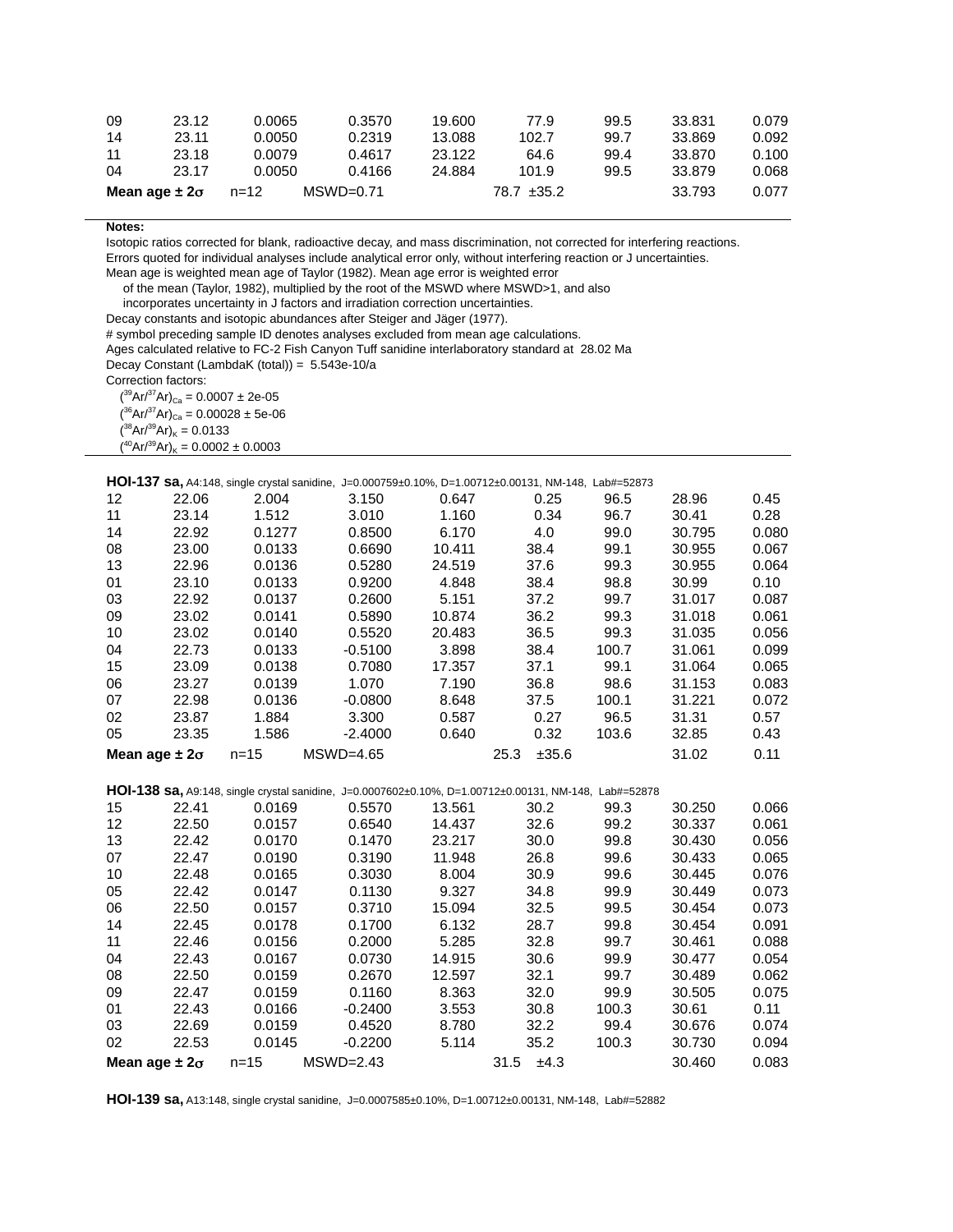| | | | | | | | | |
|---|---|---|---|---|---|---|---|---|
| 09 | 23.12 | 0.0065 | 0.3570 | 19.600 | 77.9 | 99.5 | 33.831 | 0.079 |
| 14 | 23.11 | 0.0050 | 0.2319 | 13.088 | 102.7 | 99.7 | 33.869 | 0.092 |
| 11 | 23.18 | 0.0079 | 0.4617 | 23.122 | 64.6 | 99.4 | 33.870 | 0.100 |
| 04 | 23.17 | 0.0050 | 0.4166 | 24.884 | 101.9 | 99.5 | 33.879 | 0.068 |
| **Mean age ± 2σ** | n=12 | MSWD=0.71 | | | 78.7 ±35.2 | | 33.793 | 0.077 |

**Notes:**

Isotopic ratios corrected for blank, radioactive decay, and mass discrimination, not corrected for interfering reactions.
Errors quoted for individual analyses include analytical error only, without interfering reaction or J uncertainties.
Mean age is weighted mean age of Taylor (1982). Mean age error is weighted error
of the mean (Taylor, 1982), multiplied by the root of the MSWD where MSWD>1, and also
incorporates uncertainty in J factors and irradiation correction uncertainties.
Decay constants and isotopic abundances after Steiger and Jäger (1977).
# symbol preceding sample ID denotes analyses excluded from mean age calculations.
Ages calculated relative to FC-2 Fish Canyon Tuff sanidine interlaboratory standard at 28.02 Ma
Decay Constant (LambdaK (total)) = 5.543e-10/a
Correction factors:
$(^{39}Ar/^{37}Ar)_{Ca}$ = 0.0007 ± 2e-05
$(^{36}Ar/^{37}Ar)_{Ca}$ = 0.00028 ± 5e-06
$(^{38}Ar/^{39}Ar)_{K}$ = 0.0133
$(^{40}Ar/^{39}Ar)_{K}$ = 0.0002 ± 0.0003

**HOI-137 sa,** A4:148, single crystal sanidine, J=0.000759±0.10%, D=1.00712±0.00131, NM-148, Lab#=52873

| | | | | | | | | |
|---|---|---|---|---|---|---|---|---|
| 12 | 22.06 | 2.004 | 3.150 | 0.647 | 0.25 | 96.5 | 28.96 | 0.45 |
| 11 | 23.14 | 1.512 | 3.010 | 1.160 | 0.34 | 96.7 | 30.41 | 0.28 |
| 14 | 22.92 | 0.1277 | 0.8500 | 6.170 | 4.0 | 99.0 | 30.795 | 0.080 |
| 08 | 23.00 | 0.0133 | 0.6690 | 10.411 | 38.4 | 99.1 | 30.955 | 0.067 |
| 13 | 22.96 | 0.0136 | 0.5280 | 24.519 | 37.6 | 99.3 | 30.955 | 0.064 |
| 01 | 23.10 | 0.0133 | 0.9200 | 4.848 | 38.4 | 98.8 | 30.99 | 0.10 |
| 03 | 22.92 | 0.0137 | 0.2600 | 5.151 | 37.2 | 99.7 | 31.017 | 0.087 |
| 09 | 23.02 | 0.0141 | 0.5890 | 10.874 | 36.2 | 99.3 | 31.018 | 0.061 |
| 10 | 23.02 | 0.0140 | 0.5520 | 20.483 | 36.5 | 99.3 | 31.035 | 0.056 |
| 04 | 22.73 | 0.0133 | -0.5100 | 3.898 | 38.4 | 100.7 | 31.061 | 0.099 |
| 15 | 23.09 | 0.0138 | 0.7080 | 17.357 | 37.1 | 99.1 | 31.064 | 0.065 |
| 06 | 23.27 | 0.0139 | 1.070 | 7.190 | 36.8 | 98.6 | 31.153 | 0.083 |
| 07 | 22.98 | 0.0136 | -0.0800 | 8.648 | 37.5 | 100.1 | 31.221 | 0.072 |
| 02 | 23.87 | 1.884 | 3.300 | 0.587 | 0.27 | 96.5 | 31.31 | 0.57 |
| 05 | 23.35 | 1.586 | -2.4000 | 0.640 | 0.32 | 103.6 | 32.85 | 0.43 |
| **Mean age ± 2σ** | n=15 | MSWD=4.65 | | | 25.3 ±35.6 | | 31.02 | 0.11 |

**HOI-138 sa,** A9:148, single crystal sanidine, J=0.0007602±0.10%, D=1.00712±0.00131, NM-148, Lab#=52878

| | | | | | | | | |
|---|---|---|---|---|---|---|---|---|
| 15 | 22.41 | 0.0169 | 0.5570 | 13.561 | 30.2 | 99.3 | 30.250 | 0.066 |
| 12 | 22.50 | 0.0157 | 0.6540 | 14.437 | 32.6 | 99.2 | 30.337 | 0.061 |
| 13 | 22.42 | 0.0170 | 0.1470 | 23.217 | 30.0 | 99.8 | 30.430 | 0.056 |
| 07 | 22.47 | 0.0190 | 0.3190 | 11.948 | 26.8 | 99.6 | 30.433 | 0.065 |
| 10 | 22.48 | 0.0165 | 0.3030 | 8.004 | 30.9 | 99.6 | 30.445 | 0.076 |
| 05 | 22.42 | 0.0147 | 0.1130 | 9.327 | 34.8 | 99.9 | 30.449 | 0.073 |
| 06 | 22.50 | 0.0157 | 0.3710 | 15.094 | 32.5 | 99.5 | 30.454 | 0.073 |
| 14 | 22.45 | 0.0178 | 0.1700 | 6.132 | 28.7 | 99.8 | 30.454 | 0.091 |
| 11 | 22.46 | 0.0156 | 0.2000 | 5.285 | 32.8 | 99.7 | 30.461 | 0.088 |
| 04 | 22.43 | 0.0167 | 0.0730 | 14.915 | 30.6 | 99.9 | 30.477 | 0.054 |
| 08 | 22.50 | 0.0159 | 0.2670 | 12.597 | 32.1 | 99.7 | 30.489 | 0.062 |
| 09 | 22.47 | 0.0159 | 0.1160 | 8.363 | 32.0 | 99.9 | 30.505 | 0.075 |
| 01 | 22.43 | 0.0166 | -0.2400 | 3.553 | 30.8 | 100.3 | 30.61 | 0.11 |
| 03 | 22.69 | 0.0159 | 0.4520 | 8.780 | 32.2 | 99.4 | 30.676 | 0.074 |
| 02 | 22.53 | 0.0145 | -0.2200 | 5.114 | 35.2 | 100.3 | 30.730 | 0.094 |
| **Mean age ± 2σ** | n=15 | MSWD=2.43 | | | 31.5 ±4.3 | | 30.460 | 0.083 |

**HOI-139 sa,** A13:148, single crystal sanidine, J=0.0007585±0.10%, D=1.00712±0.00131, NM-148, Lab#=52882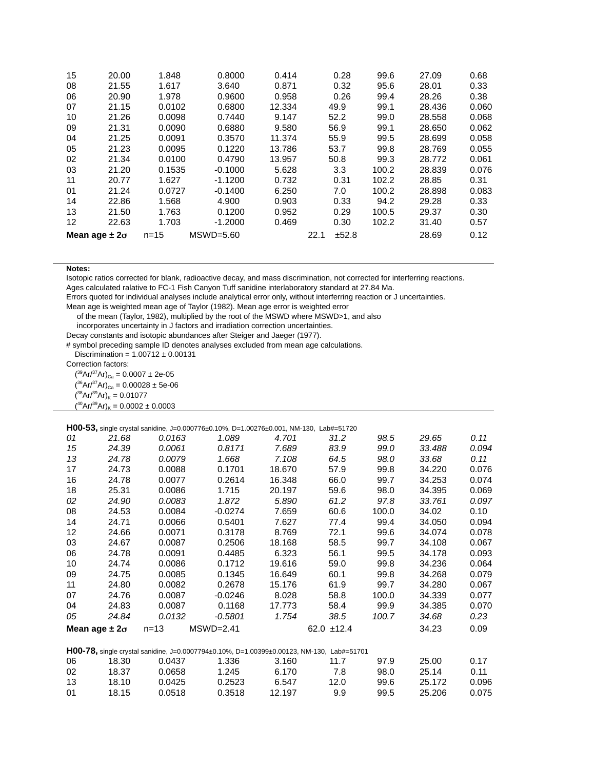| ID | 40Ar/39Ar | 37Ar/39Ar | 36Ar/39Ar (x 10^-3) | 39ArK (x 10^-15 mol) | K/Ca | 40Ar* (%) | Age (Ma) | ±1σ (Ma) |
|---|---|---|---|---|---|---|---|---|
| 15 | 20.00 | 1.848 | 0.8000 | 0.414 | 0.28 | 99.6 | 27.09 | 0.68 |
| 08 | 21.55 | 1.617 | 3.640 | 0.871 | 0.32 | 95.6 | 28.01 | 0.33 |
| 06 | 20.90 | 1.978 | 0.9600 | 0.958 | 0.26 | 99.4 | 28.26 | 0.38 |
| 07 | 21.15 | 0.0102 | 0.6800 | 12.334 | 49.9 | 99.1 | 28.436 | 0.060 |
| 10 | 21.26 | 0.0098 | 0.7440 | 9.147 | 52.2 | 99.0 | 28.558 | 0.068 |
| 09 | 21.31 | 0.0090 | 0.6880 | 9.580 | 56.9 | 99.1 | 28.650 | 0.062 |
| 04 | 21.25 | 0.0091 | 0.3570 | 11.374 | 55.9 | 99.5 | 28.699 | 0.058 |
| 05 | 21.23 | 0.0095 | 0.1220 | 13.786 | 53.7 | 99.8 | 28.769 | 0.055 |
| 02 | 21.34 | 0.0100 | 0.4790 | 13.957 | 50.8 | 99.3 | 28.772 | 0.061 |
| 03 | 21.20 | 0.1535 | -0.1000 | 5.628 | 3.3 | 100.2 | 28.839 | 0.076 |
| 11 | 20.77 | 1.627 | -1.1200 | 0.732 | 0.31 | 102.2 | 28.85 | 0.31 |
| 01 | 21.24 | 0.0727 | -0.1400 | 6.250 | 7.0 | 100.2 | 28.898 | 0.083 |
| 14 | 22.86 | 1.568 | 4.900 | 0.903 | 0.33 | 94.2 | 29.28 | 0.33 |
| 13 | 21.50 | 1.763 | 0.1200 | 0.952 | 0.29 | 100.5 | 29.37 | 0.30 |
| 12 | 22.63 | 1.703 | -1.2000 | 0.469 | 0.30 | 102.2 | 31.40 | 0.57 |
| **Mean age ± 2σ** | n=15 | MSWD=5.60 | | | 22.1 ±52.8 | | 28.69 | 0.12 |

**Notes:**

Isotopic ratios corrected for blank, radioactive decay, and mass discrimination, not corrected for interferring reactions.
Ages calculated ralative to FC-1 Fish Canyon Tuff sanidine interlaboratory standard at 27.84 Ma.
Errors quoted for individual analyses include analytical error only, without interferring reaction or J uncertainties.
Mean age is weighted mean age of Taylor (1982). Mean age error is weighted error
of the mean (Taylor, 1982), multiplied by the root of the MSWD where MSWD>1, and also
incorporates uncertainty in J factors and irradiation correction uncertainties.
Decay constants and isotopic abundances after Steiger and Jaeger (1977).
# symbol preceding sample ID denotes analyses excluded from mean age calculations.
Discrimination = 1.00712 ± 0.00131
Correction factors:
$(^{39}Ar/^{37}Ar)_{Ca}$ = 0.0007 ± 2e-05
$(^{36}Ar/^{37}Ar)_{Ca}$ = 0.00028 ± 5e-06
$(^{38}Ar/^{39}Ar)_{K}$ = 0.01077
$(^{40}Ar/^{39}Ar)_{K}$ = 0.0002 ± 0.0003

**H00-53,** single crystal sanidine, J=0.000776±0.10%, D=1.00276±0.001, NM-130, Lab#=51720

| ID | 40Ar/39Ar | 37Ar/39Ar | 36Ar/39Ar (x 10^-3) | 39ArK (x 10^-15 mol) | K/Ca | 40Ar* (%) | Age (Ma) | ±1σ (Ma) |
|---|---|---|---|---|---|---|---|---|
| *01* | *21.68* | *0.0163* | *1.089* | *4.701* | *31.2* | *98.5* | *29.65* | *0.11* |
| *15* | *24.39* | *0.0061* | *0.8171* | *7.689* | *83.9* | *99.0* | *33.488* | *0.094* |
| *13* | *24.78* | *0.0079* | *1.668* | *7.108* | *64.5* | *98.0* | *33.68* | *0.11* |
| 17 | 24.73 | 0.0088 | 0.1701 | 18.670 | 57.9 | 99.8 | 34.220 | 0.076 |
| 16 | 24.78 | 0.0077 | 0.2614 | 16.348 | 66.0 | 99.7 | 34.253 | 0.074 |
| 18 | 25.31 | 0.0086 | 1.715 | 20.197 | 59.6 | 98.0 | 34.395 | 0.069 |
| *02* | *24.90* | *0.0083* | *1.872* | *5.890* | *61.2* | *97.8* | *33.761* | *0.097* |
| 08 | 24.53 | 0.0084 | -0.0274 | 7.659 | 60.6 | 100.0 | 34.02 | 0.10 |
| 14 | 24.71 | 0.0066 | 0.5401 | 7.627 | 77.4 | 99.4 | 34.050 | 0.094 |
| 12 | 24.66 | 0.0071 | 0.3178 | 8.769 | 72.1 | 99.6 | 34.074 | 0.078 |
| 03 | 24.67 | 0.0087 | 0.2506 | 18.168 | 58.5 | 99.7 | 34.108 | 0.067 |
| 06 | 24.78 | 0.0091 | 0.4485 | 6.323 | 56.1 | 99.5 | 34.178 | 0.093 |
| 10 | 24.74 | 0.0086 | 0.1712 | 19.616 | 59.0 | 99.8 | 34.236 | 0.064 |
| 09 | 24.75 | 0.0085 | 0.1345 | 16.649 | 60.1 | 99.8 | 34.268 | 0.079 |
| 11 | 24.80 | 0.0082 | 0.2678 | 15.176 | 61.9 | 99.7 | 34.280 | 0.067 |
| 07 | 24.76 | 0.0087 | -0.0246 | 8.028 | 58.8 | 100.0 | 34.339 | 0.077 |
| 04 | 24.83 | 0.0087 | 0.1168 | 17.773 | 58.4 | 99.9 | 34.385 | 0.070 |
| *05* | *24.84* | *0.0132* | *-0.5801* | *1.754* | *38.5* | *100.7* | *34.68* | *0.23* |
| **Mean age ± 2σ** | n=13 | MSWD=2.41 | | | 62.0 ±12.4 | | 34.23 | 0.09 |

**H00-78,** single crystal sanidine, J=0.0007794±0.10%, D=1.00399±0.00123, NM-130, Lab#=51701

| ID | 40Ar/39Ar | 37Ar/39Ar | 36Ar/39Ar (x 10^-3) | 39ArK (x 10^-15 mol) | K/Ca | 40Ar* (%) | Age (Ma) | ±1σ (Ma) |
|---|---|---|---|---|---|---|---|---|
| 06 | 18.30 | 0.0437 | 1.336 | 3.160 | 11.7 | 97.9 | 25.00 | 0.17 |
| 02 | 18.37 | 0.0658 | 1.245 | 6.170 | 7.8 | 98.0 | 25.14 | 0.11 |
| 13 | 18.10 | 0.0425 | 0.2523 | 6.547 | 12.0 | 99.6 | 25.172 | 0.096 |
| 01 | 18.15 | 0.0518 | 0.3518 | 12.197 | 9.9 | 99.5 | 25.206 | 0.075 |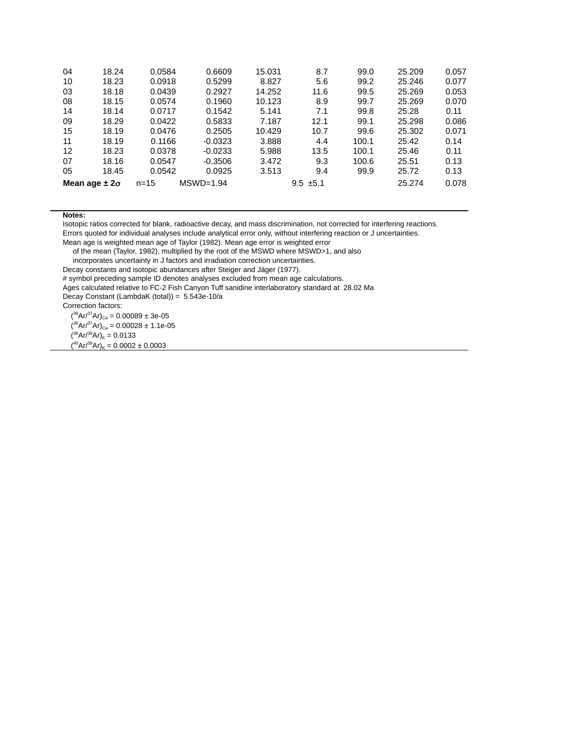| | | | | | | | | |
|---|---|---|---|---|---|---|---|---|
| 04 | 18.24 | 0.0584 | 0.6609 | 15.031 | 8.7 | 99.0 | 25.209 | 0.057 |
| 10 | 18.23 | 0.0918 | 0.5299 | 8.827 | 5.6 | 99.2 | 25.246 | 0.077 |
| 03 | 18.18 | 0.0439 | 0.2927 | 14.252 | 11.6 | 99.5 | 25.269 | 0.053 |
| 08 | 18.15 | 0.0574 | 0.1960 | 10.123 | 8.9 | 99.7 | 25.269 | 0.070 |
| 14 | 18.14 | 0.0717 | 0.1542 | 5.141 | 7.1 | 99.8 | 25.28 | 0.11 |
| 09 | 18.29 | 0.0422 | 0.5833 | 7.187 | 12.1 | 99.1 | 25.298 | 0.086 |
| 15 | 18.19 | 0.0476 | 0.2505 | 10.429 | 10.7 | 99.6 | 25.302 | 0.071 |
| 11 | 18.19 | 0.1166 | -0.0323 | 3.888 | 4.4 | 100.1 | 25.42 | 0.14 |
| 12 | 18.23 | 0.0378 | -0.0233 | 5.988 | 13.5 | 100.1 | 25.46 | 0.11 |
| 07 | 18.16 | 0.0547 | -0.3506 | 3.472 | 9.3 | 100.6 | 25.51 | 0.13 |
| 05 | 18.45 | 0.0542 | 0.0925 | 3.513 | 9.4 | 99.9 | 25.72 | 0.13 |
| **Mean age ± 2σ** | n=15 | MSWD=1.94 | | | 9.5 ±5.1 | | 25.274 | 0.078 |

**Notes:**

Isotopic ratios corrected for blank, radioactive decay, and mass discrimination, not corrected for interfering reactions.
Errors quoted for individual analyses include analytical error only, without interfering reaction or J uncertainties.
Mean age is weighted mean age of Taylor (1982). Mean age error is weighted error
of the mean (Taylor, 1982), multiplied by the root of the MSWD where MSWD>1, and also
incorporates uncertainty in J factors and irradiation correction uncertainties.
Decay constants and isotopic abundances after Steiger and Jäger (1977).
# symbol preceding sample ID denotes analyses excluded from mean age calculations.
Ages calculated relative to FC-2 Fish Canyon Tuff sanidine interlaboratory standard at 28.02 Ma
Decay Constant (LambdaK (total)) = 5.543e-10/a
Correction factors:

$(^{39}Ar/^{37}Ar)_{Ca}$ = 0.00089 ± 3e-05
$(^{36}Ar/^{37}Ar)_{Ca}$ = 0.00028 ± 1.1e-05
$(^{38}Ar/^{39}Ar)_{K}$ = 0.0133
$(^{40}Ar/^{39}Ar)_{K}$ = 0.0002 ± 0.0003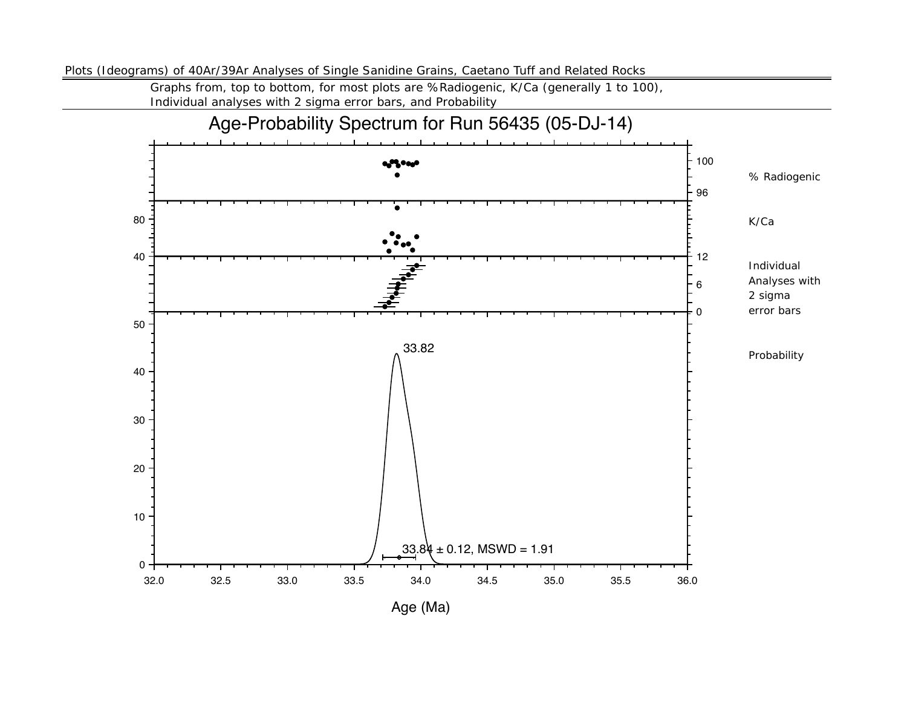Plots (Ideograms) of 40Ar/39Ar Analyses of Single Sanidine Grains, Caetano Tuff and Related Rocks

Graphs from, top to bottom, for most plots are %Radiogenic, K/Ca (generally 1 to 100), Individual analyses with 2 sigma error bars, and Probability

## Age-Probability Spectrum for Run 56435 (05-DJ-14)

% Radiogenic

K/Ca

Individual Analyses with 2 sigma error bars

Probability

33.82

33.84 ± 0.12, MSWD = 1.91

Age (Ma)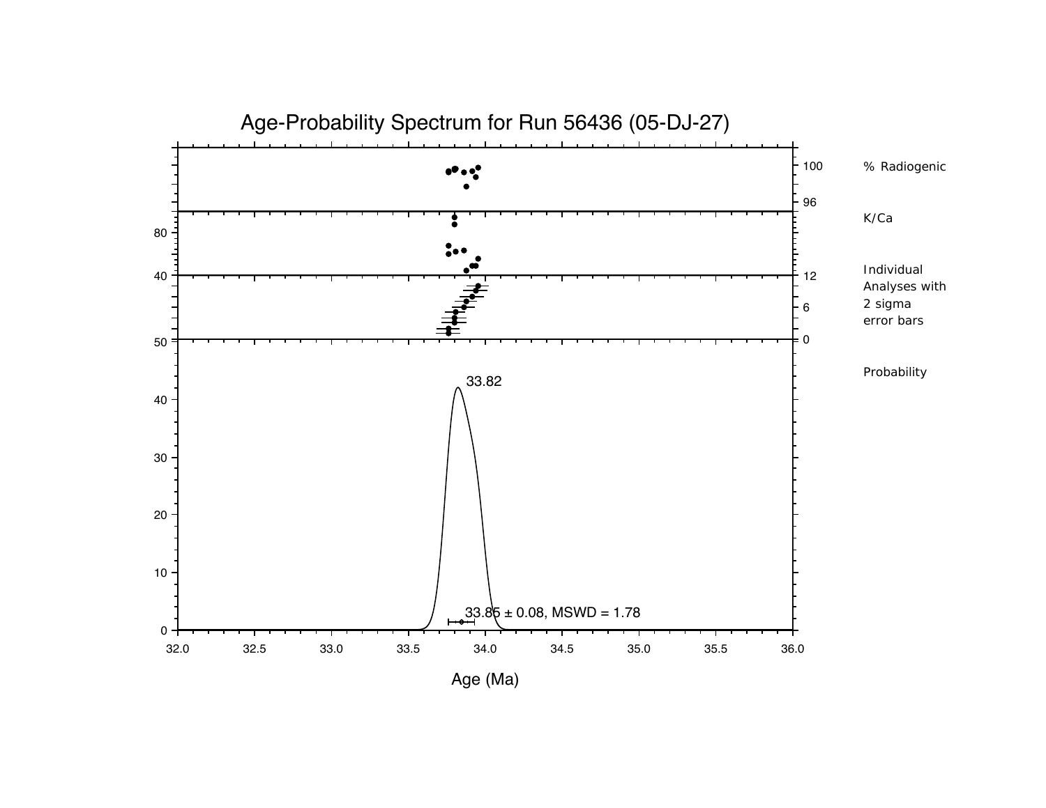# Age-Probability Spectrum for Run 56436 (05-DJ-27)

% Radiogenic

K/Ca

Individual Analyses with 2 sigma error bars

Probability

33.82

33.85 ± 0.08, MSWD = 1.78

Age (Ma)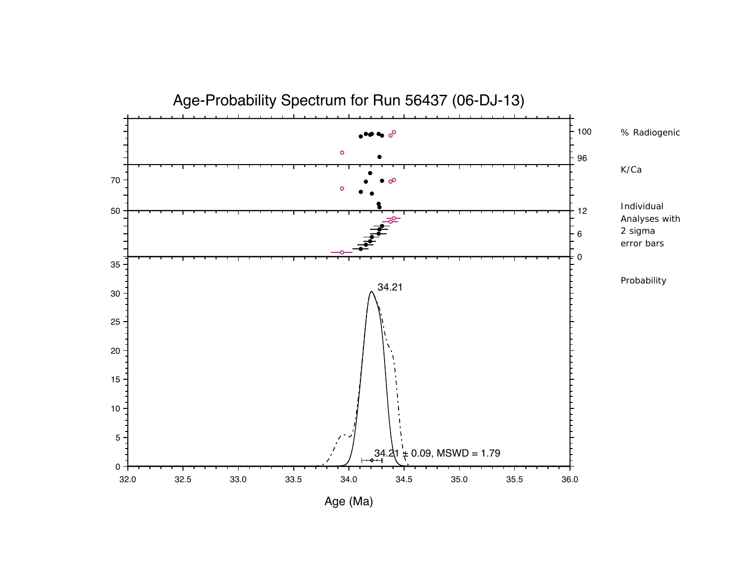# Age-Probability Spectrum for Run 56437 (06-DJ-13)

% Radiogenic

K/Ca

Individual Analyses with 2 sigma error bars

Probability

34.21

34.21 ± 0.09, MSWD = 1.79

Age (Ma)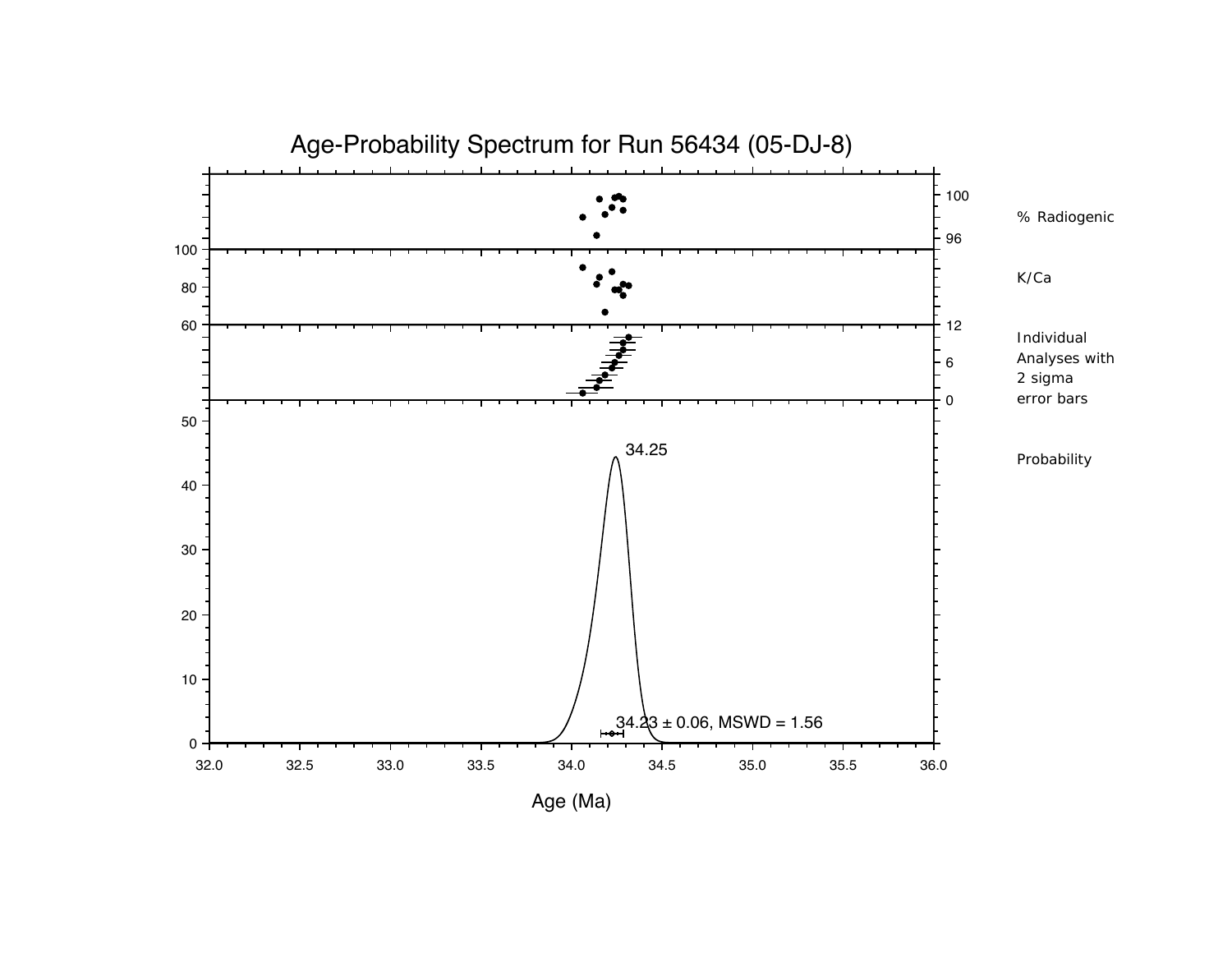# Age-Probability Spectrum for Run 56434 (05-DJ-8)

% Radiogenic

K/Ca

Individual Analyses with 2 sigma error bars

Probability

34.25

34.23 ± 0.06, MSWD = 1.56

Age (Ma)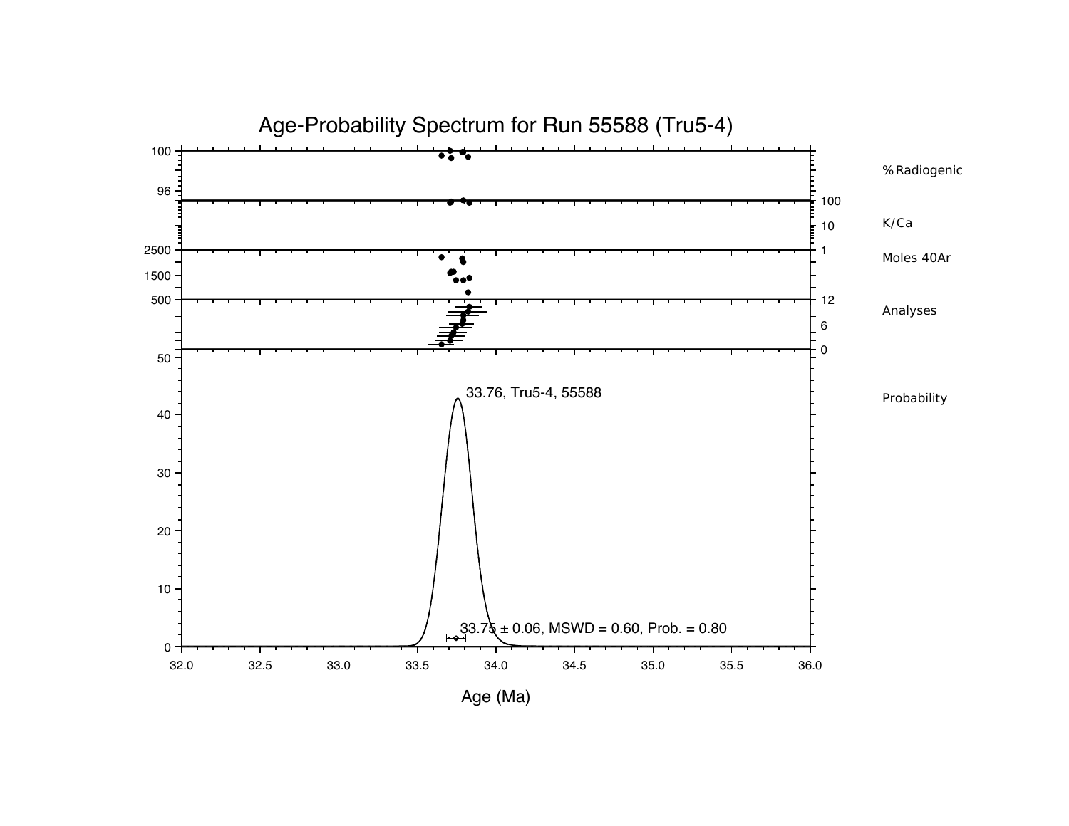# Age-Probability Spectrum for Run 55588 (Tru5-4)

% Radiogenic

K/Ca

Moles 40Ar

Analyses

Probability

33.76, Tru5-4, 55588

33.75 ± 0.06, MSWD = 0.60, Prob. = 0.80

Age (Ma)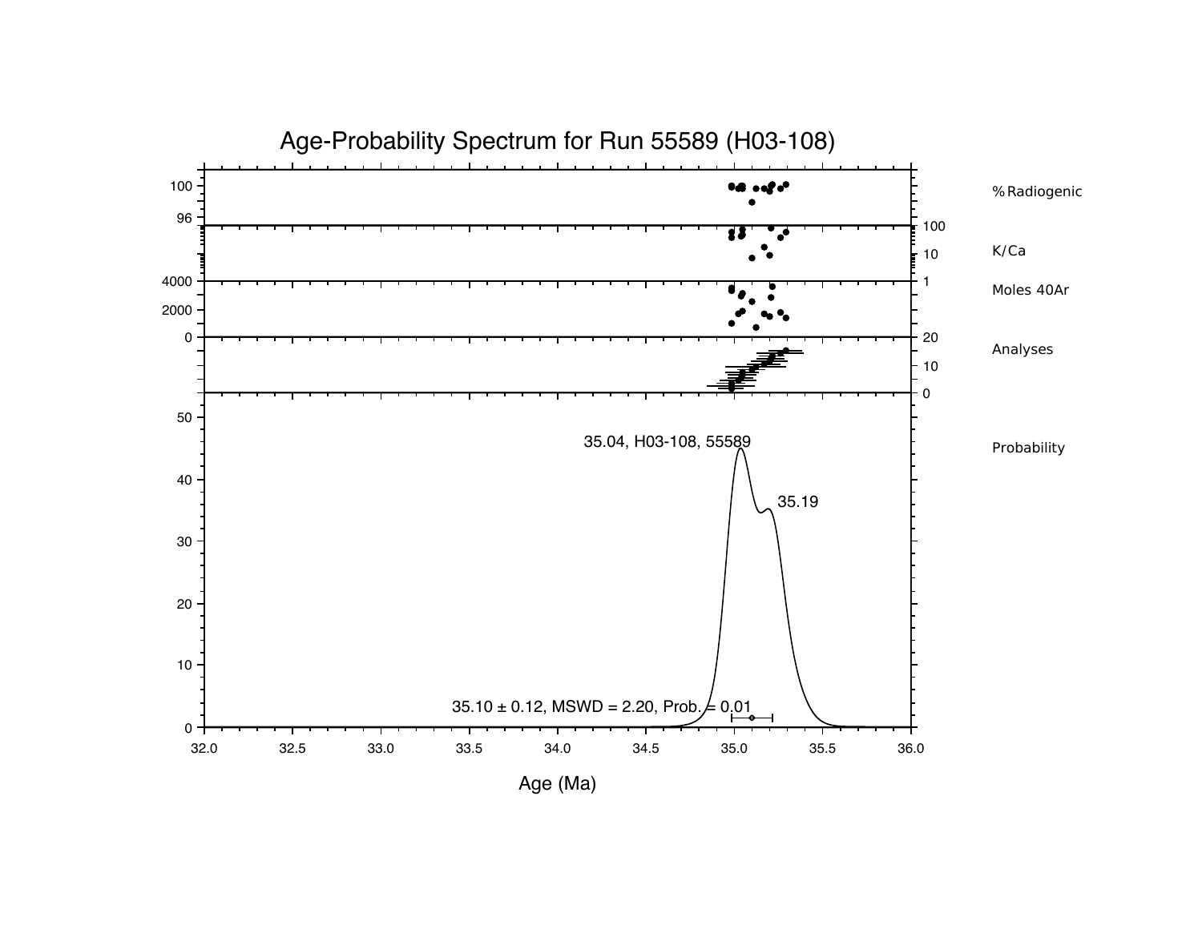# Age-Probability Spectrum for Run 55589 (H03-108)

% Radiogenic

K/Ca

Moles 40Ar

Analyses

Probability

35.04, H03-108, 55589

35.19

35.10 ± 0.12, MSWD = 2.20, Prob. = 0.01

Age (Ma)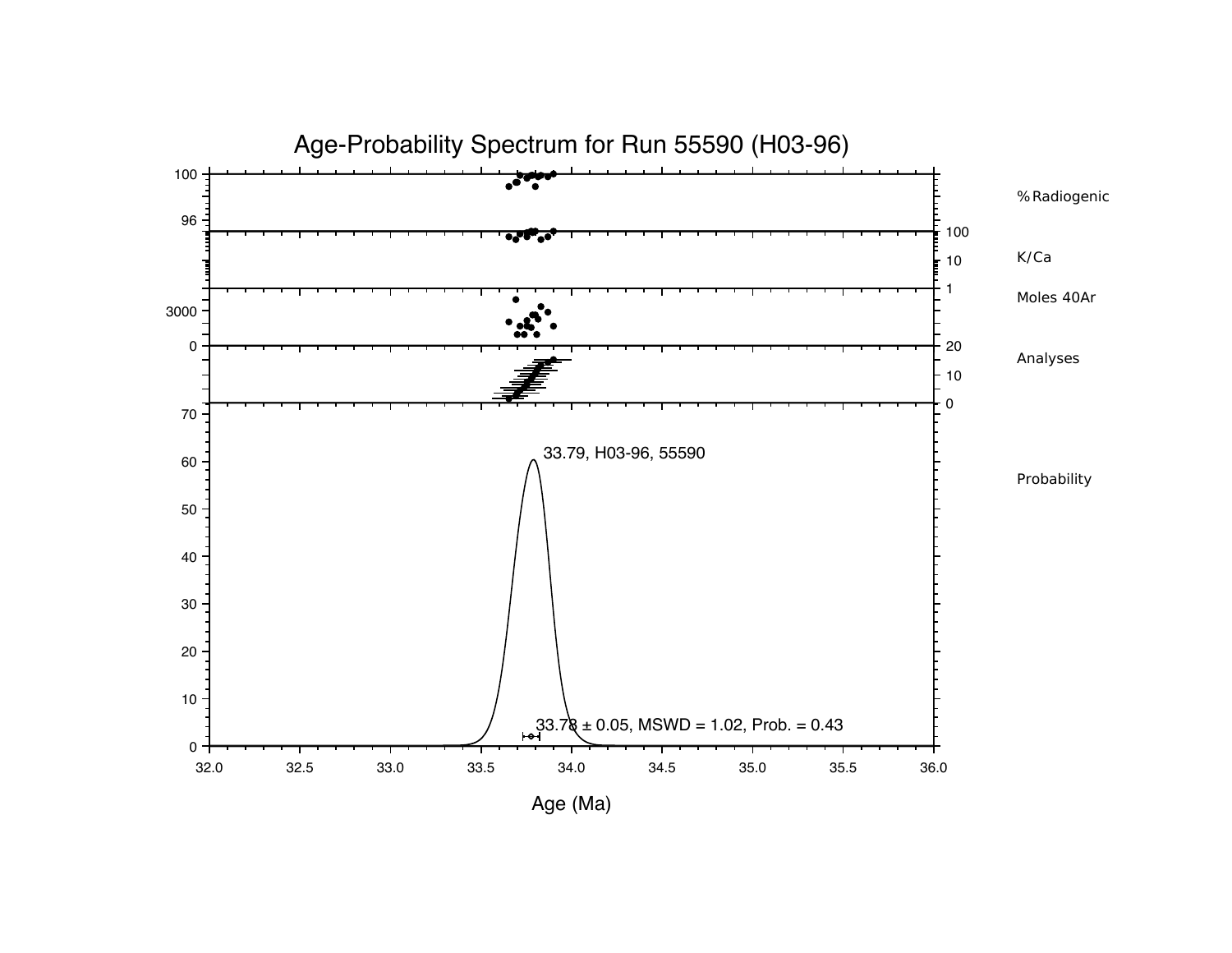# Age-Probability Spectrum for Run 55590 (H03-96)

% Radiogenic

K/Ca

Moles 40Ar

Analyses

Probability

33.79, H03-96, 55590

33.78 ± 0.05, MSWD = 1.02, Prob. = 0.43

Age (Ma)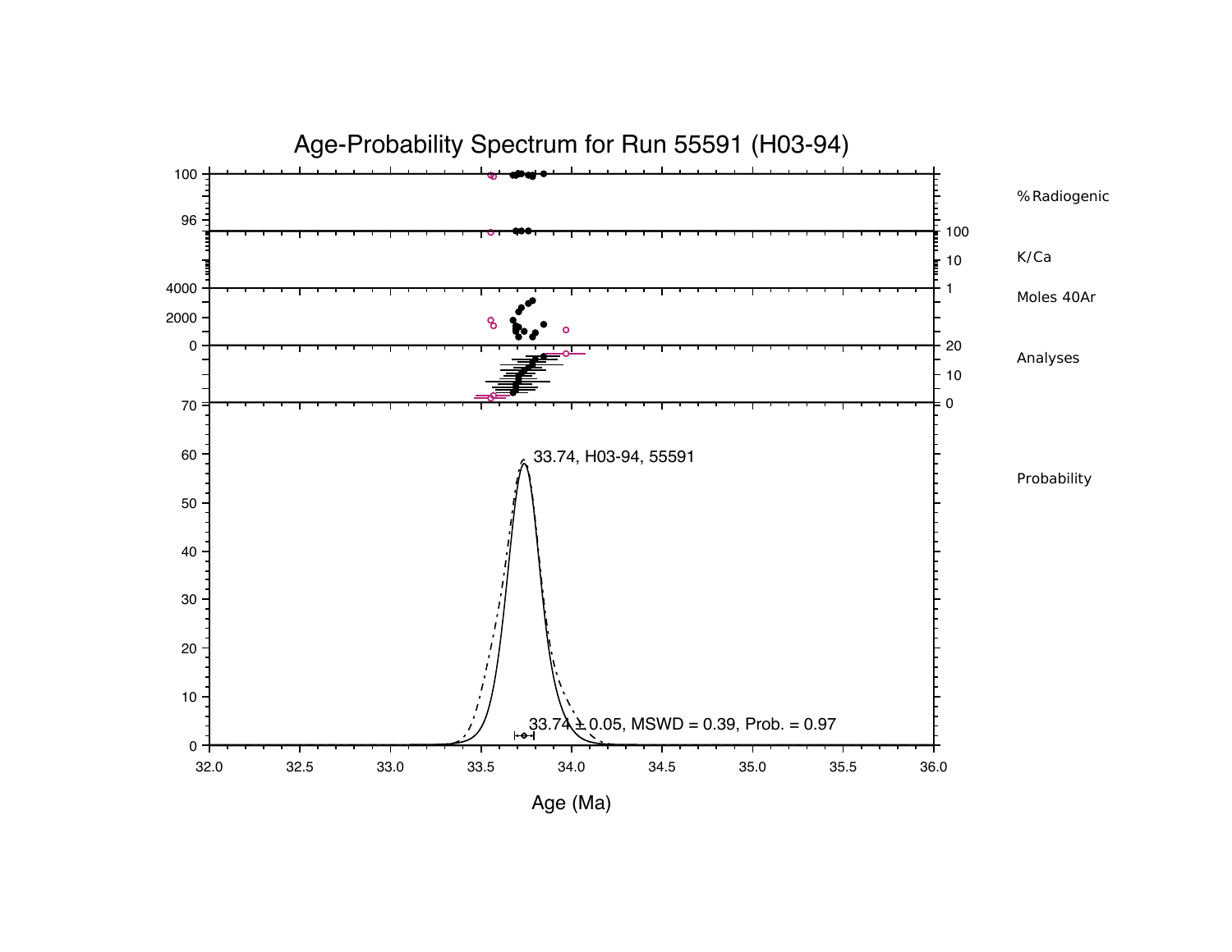# Age-Probability Spectrum for Run 55591 (H03-94)

% Radiogenic

K/Ca

Moles 40Ar

Analyses

Probability

33.74, H03-94, 55591

33.74 ± 0.05, MSWD = 0.39, Prob. = 0.97

Age (Ma)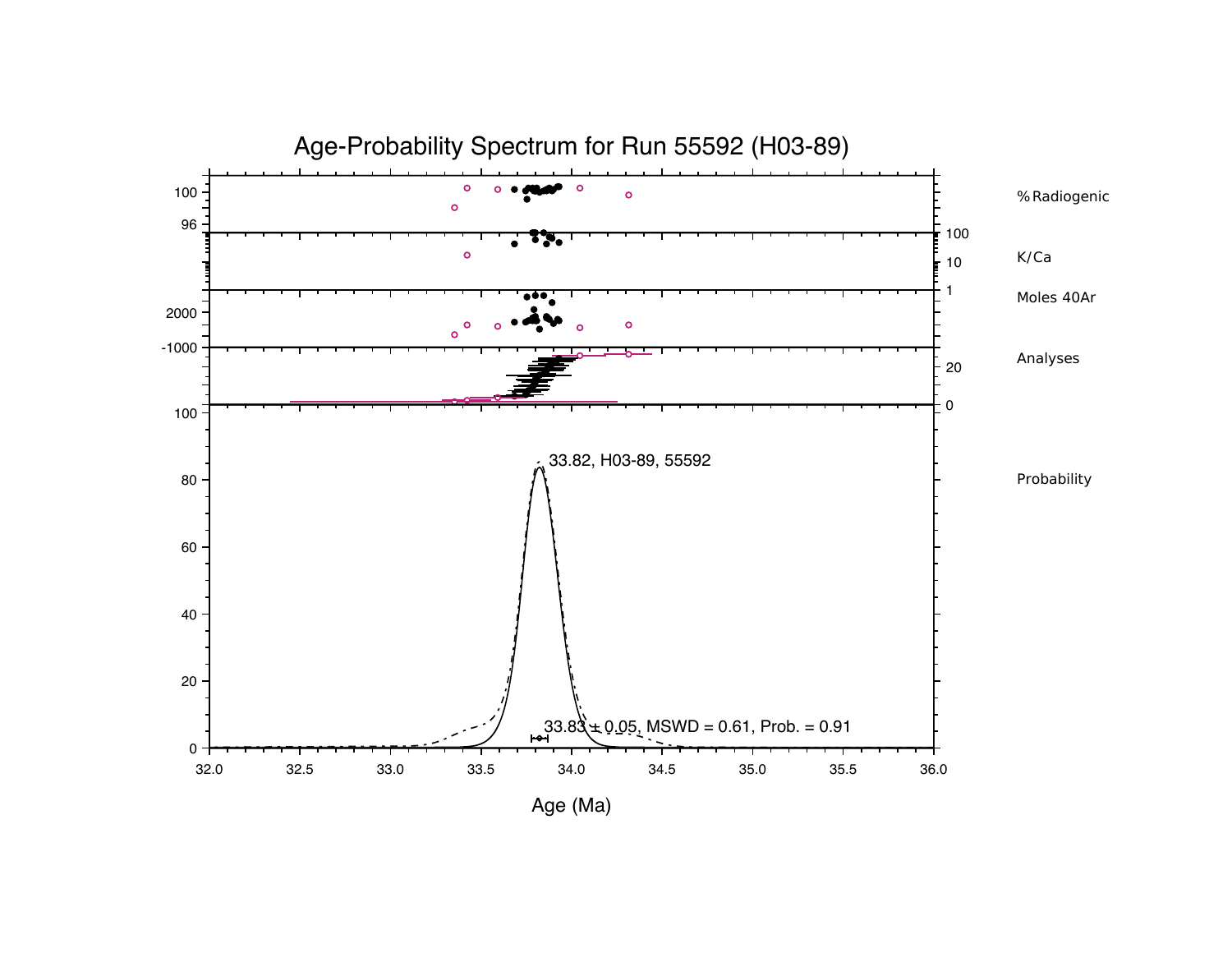# Age-Probability Spectrum for Run 55592 (H03-89)

% Radiogenic

K/Ca

Moles 40Ar

Analyses

Probability

33.82, H03-89, 55592

33.83 ± 0.05, MSWD = 0.61, Prob. = 0.91

Age (Ma)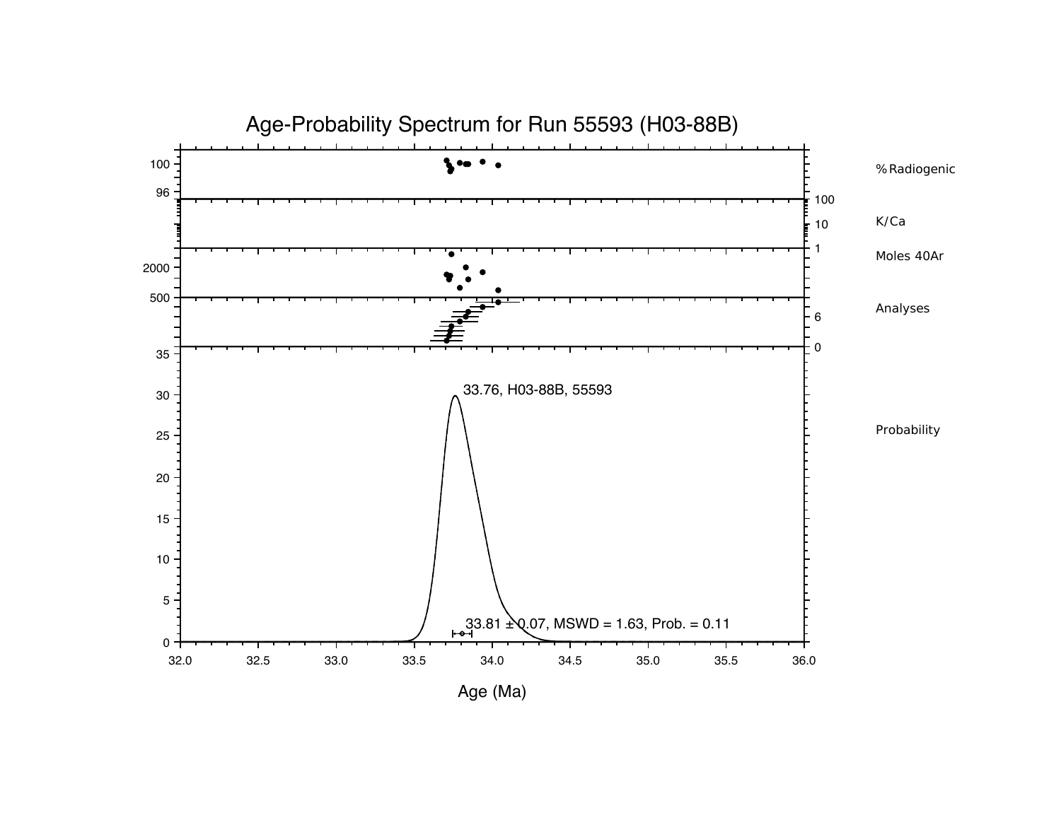# Age-Probability Spectrum for Run 55593 (H03-88B)

% Radiogenic

K/Ca

Moles 40Ar

Analyses

Probability

33.76, H03-88B, 55593

33.81 ± 0.07, MSWD = 1.63, Prob. = 0.11

Age (Ma)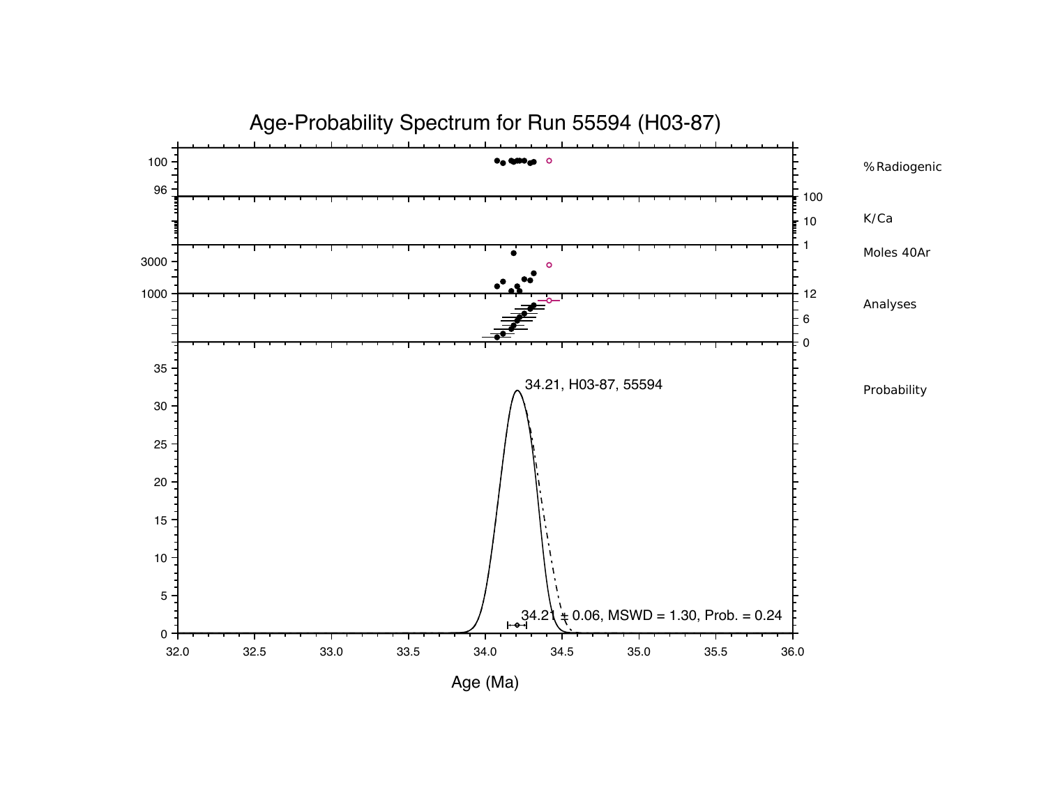# Age-Probability Spectrum for Run 55594 (H03-87)

% Radiogenic

K/Ca

Moles 40Ar

Analyses

Probability

34.21, H03-87, 55594

34.21 ± 0.06, MSWD = 1.30, Prob. = 0.24

Age (Ma)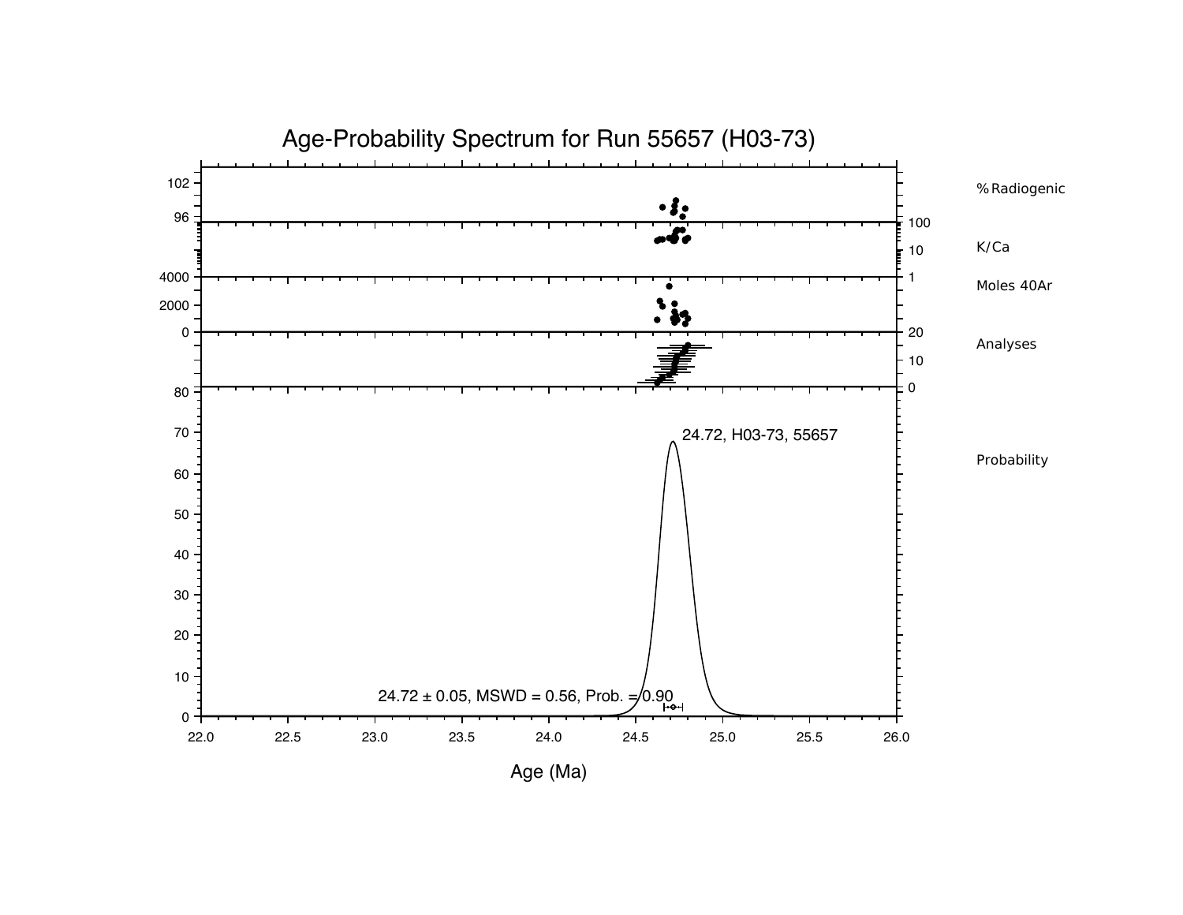# Age-Probability Spectrum for Run 55657 (H03-73)

% Radiogenic

K/Ca

Moles 40Ar

Analyses

Probability

24.72, H03-73, 55657

24.72 ± 0.05, MSWD = 0.56, Prob. = 0.90

Age (Ma)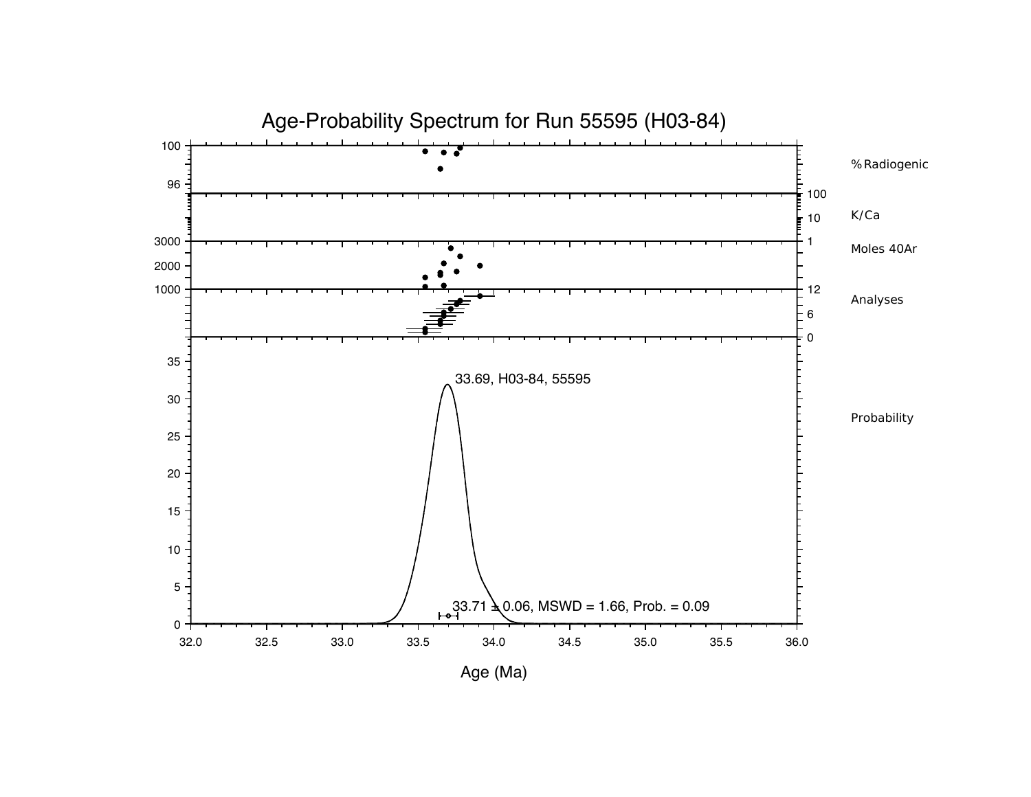# Age-Probability Spectrum for Run 55595 (H03-84)

%Radiogenic

K/Ca

Moles 40Ar

Analyses

Probability

33.69, H03-84, 55595

33.71 ± 0.06, MSWD = 1.66, Prob. = 0.09

Age (Ma)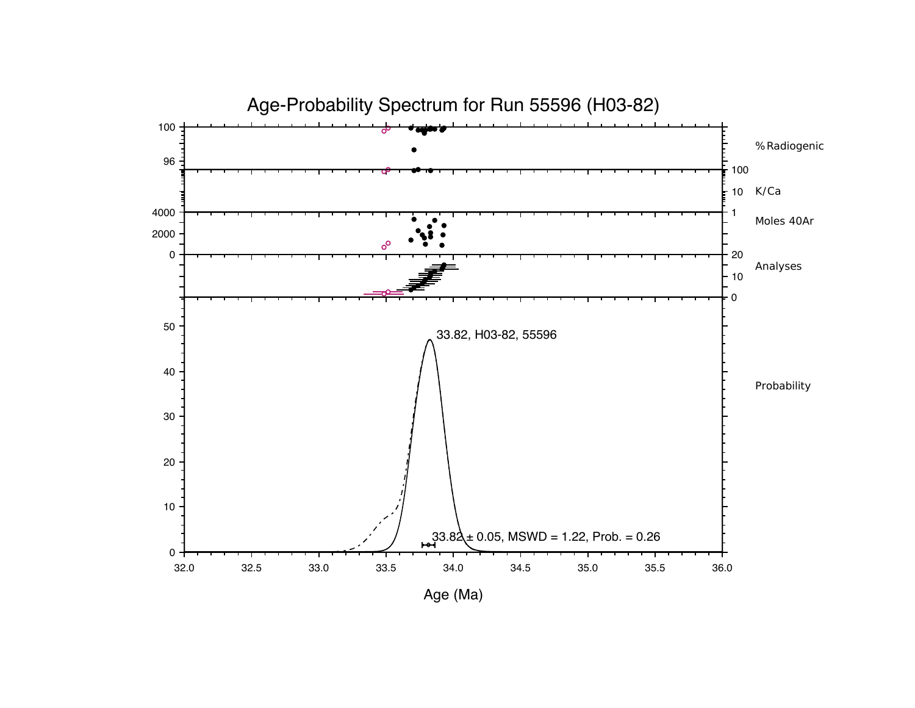# Age-Probability Spectrum for Run 55596 (H03-82)

33.82, H03-82, 55596

33.82 ± 0.05, MSWD = 1.22, Prob. = 0.26

% Radiogenic

K/Ca

Moles 40Ar

Analyses

Probability

Age (Ma)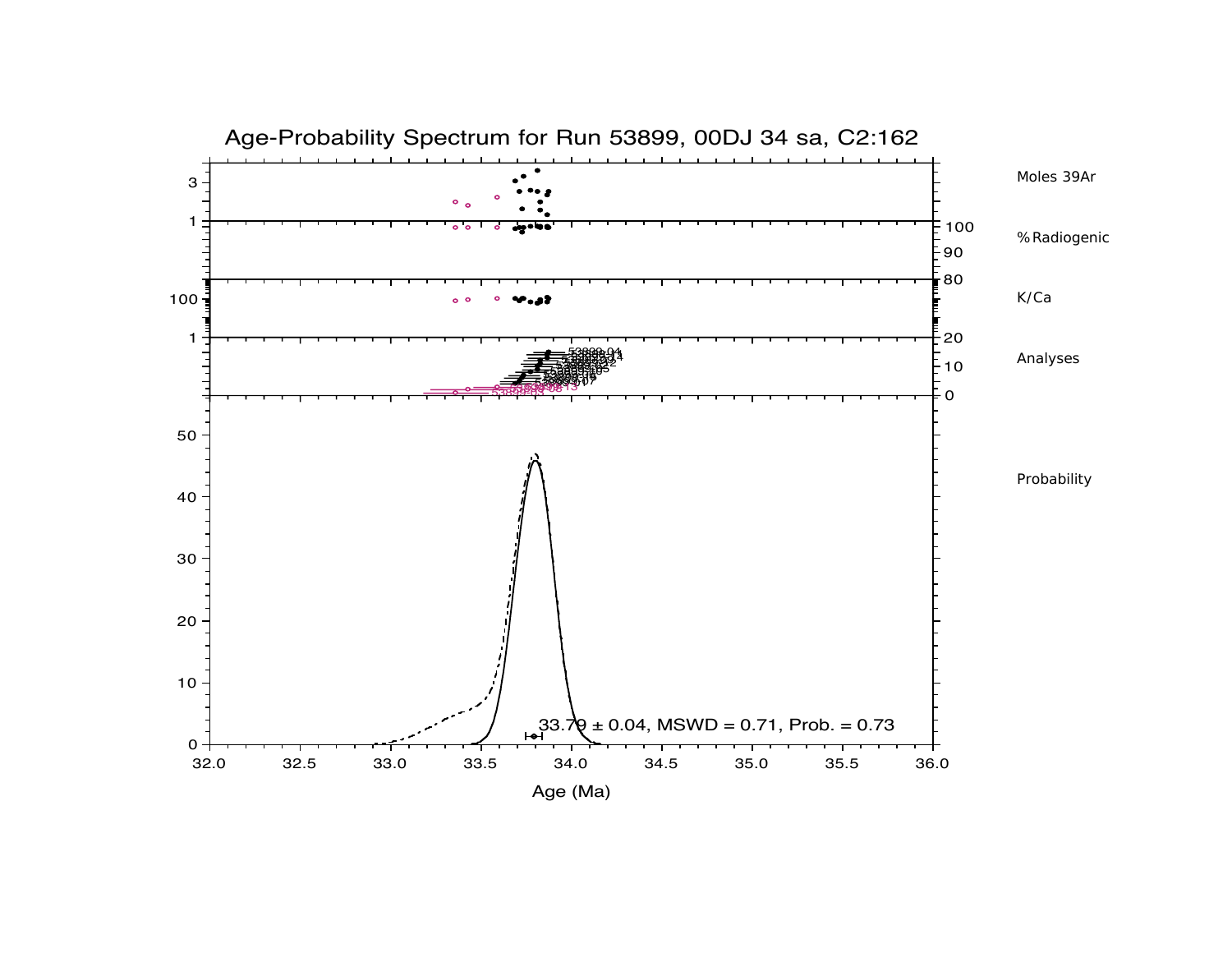# Age-Probability Spectrum for Run 53899, 00DJ 34 sa, C2:162

Moles 39Ar

% Radiogenic

K/Ca

Analyses

Probability

33.79 ± 0.04, MSWD = 0.71, Prob. = 0.73

Age (Ma)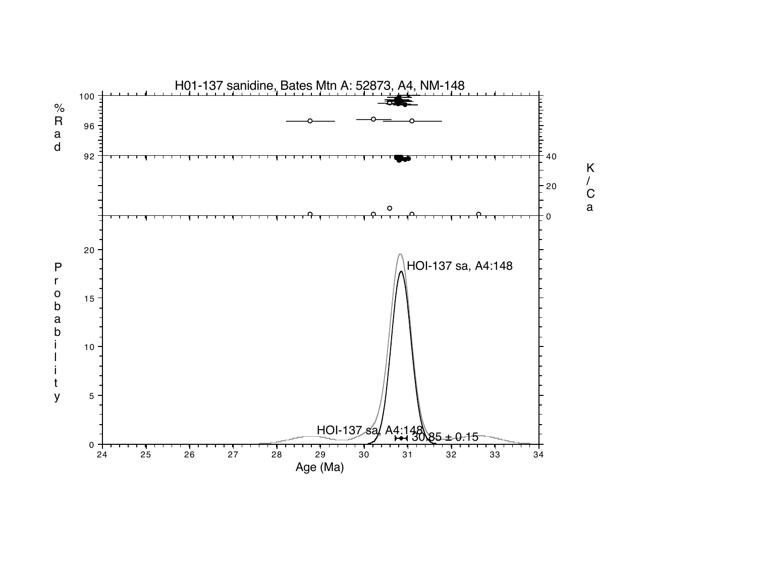H01-137 sanidine, Bates Mtn A: 52873, A4, NM-148

% Rad

K/Ca

Probability

HOI-137 sa, A4:148

HOI-137 sa, A4:148

30.85 ± 0.15

Age (Ma)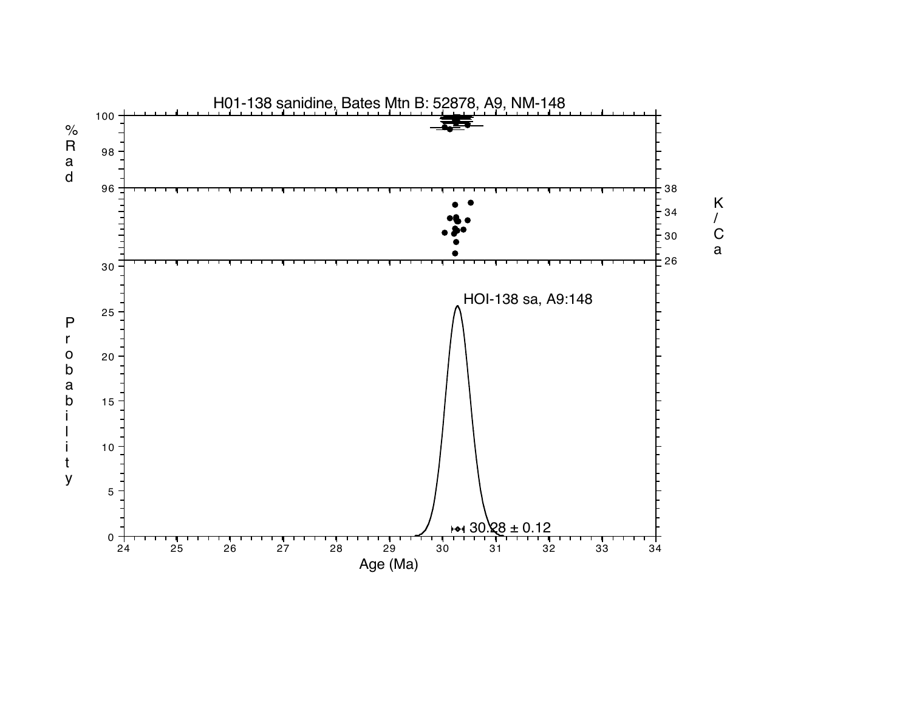H01-138 sanidine, Bates Mtn B: 52878, A9, NM-148

HOI-138 sa, A9:148

30.28 ± 0.12

Age (Ma)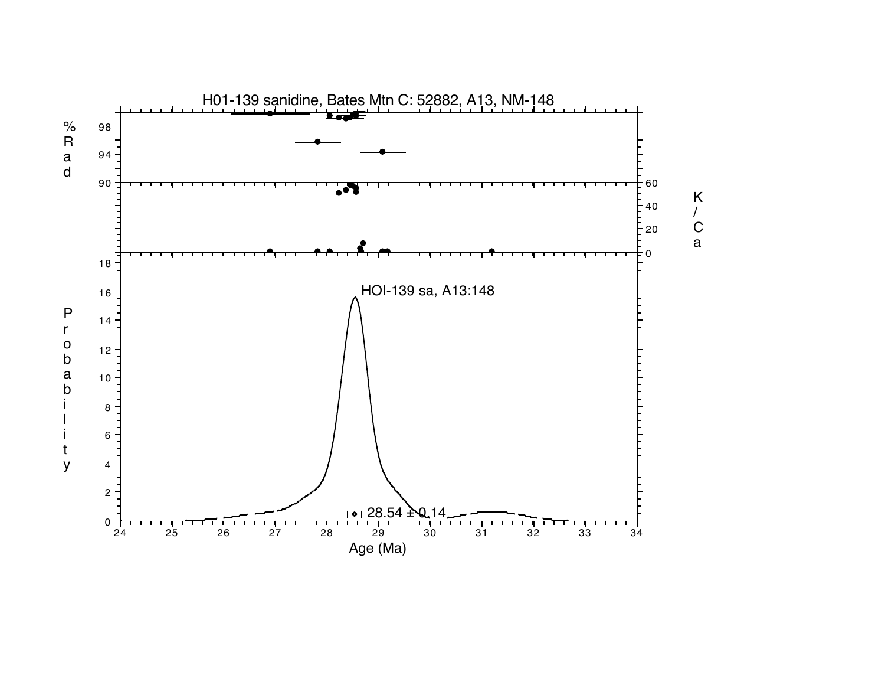H01-139 sanidine, Bates Mtn C: 52882, A13, NM-148

HOI-139 sa, A13:148

28.54 ± 0.14

Age (Ma)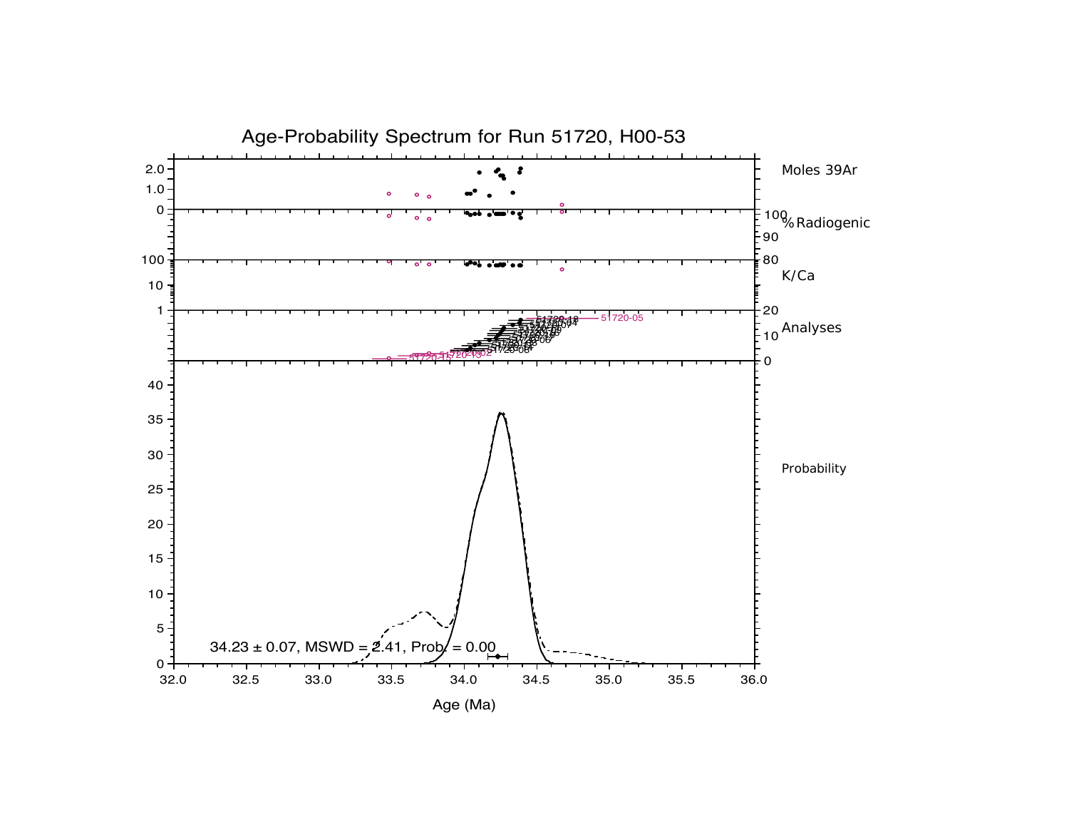# Age-Probability Spectrum for Run 51720, H00-53

Panels (top to bottom): Moles 39Ar; % Radiogenic; K/Ca; Analyses; Probability

Analysis labels: 51720-05, 51720-18, 51720-04, 51720-09, 51720-06, 51720-03, 51720-14, 51720-08, 51720-02, 51720-01

34.23 ± 0.07, MSWD = 2.41, Prob. = 0.00

Age (Ma)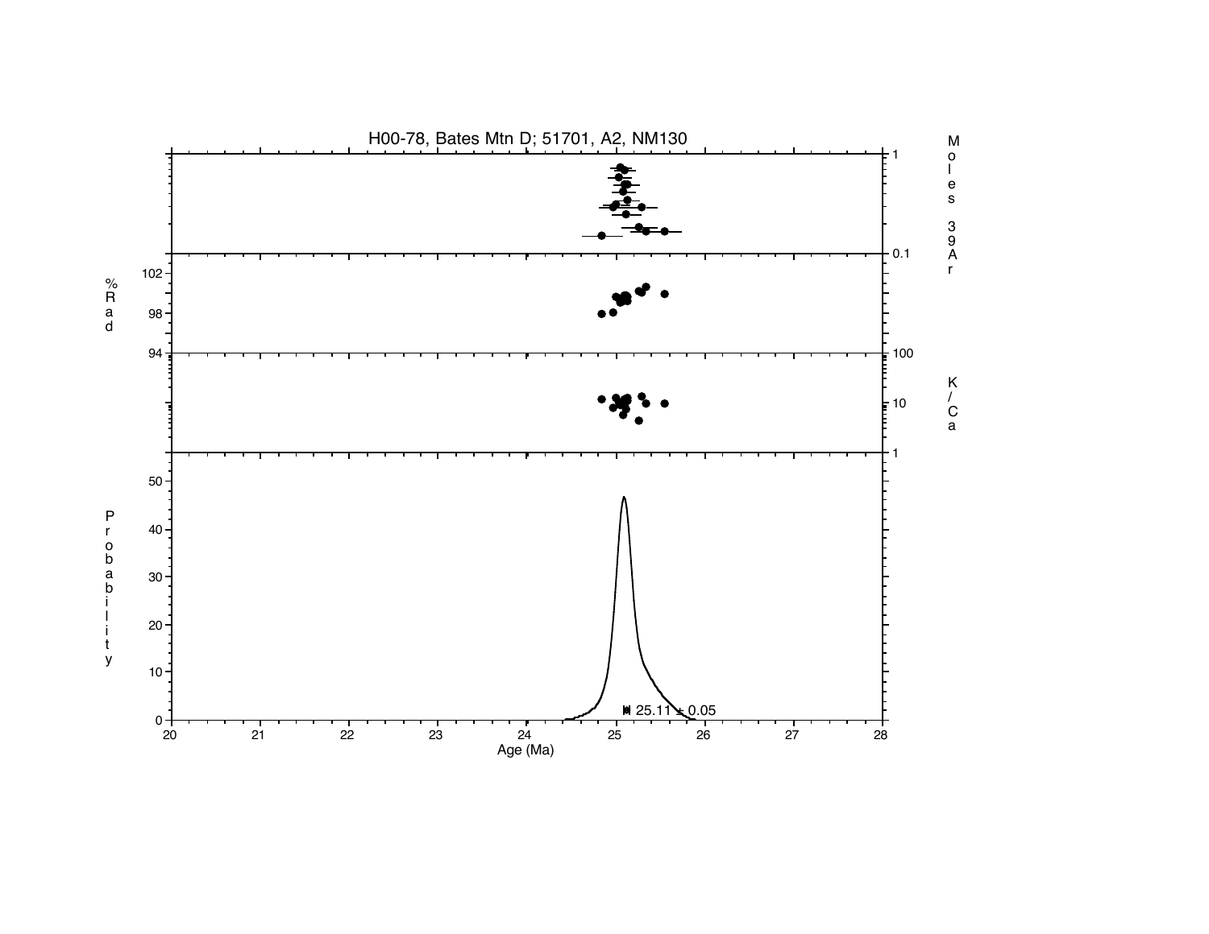H00-78, Bates Mtn D; 51701, A2, NM130

Moles 39Ar

1

0.1

% Rad

102

98

94

K/Ca

100

10

1

Probability

50

40

30

20

10

0

25.11 ± 0.05

20 21 22 23 24 25 26 27 28

Age (Ma)